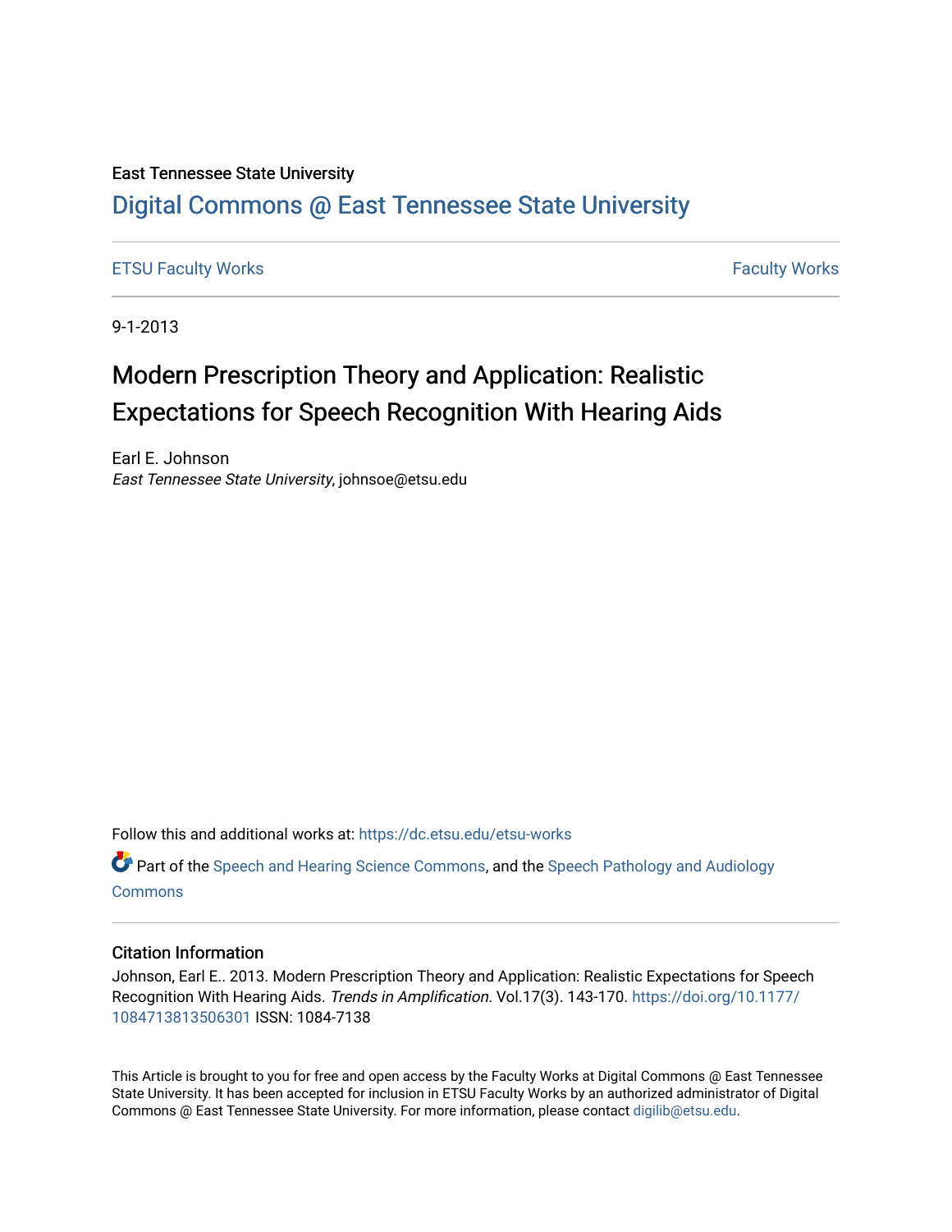East Tennessee State University

# Digital Commons @ East Tennessee State University

ETSU Faculty Works | Faculty Works

9-1-2013

## Modern Prescription Theory and Application: Realistic Expectations for Speech Recognition With Hearing Aids

Earl E. Johnson
*East Tennessee State University*, johnsoe@etsu.edu

Follow this and additional works at: https://dc.etsu.edu/etsu-works

Part of the Speech and Hearing Science Commons, and the Speech Pathology and Audiology Commons

### Citation Information

Johnson, Earl E.. 2013. Modern Prescription Theory and Application: Realistic Expectations for Speech Recognition With Hearing Aids. *Trends in Amplification*. Vol.17(3). 143-170. https://doi.org/10.1177/1084713813506301 ISSN: 1084-7138

This Article is brought to you for free and open access by the Faculty Works at Digital Commons @ East Tennessee State University. It has been accepted for inclusion in ETSU Faculty Works by an authorized administrator of Digital Commons @ East Tennessee State University. For more information, please contact digilib@etsu.edu.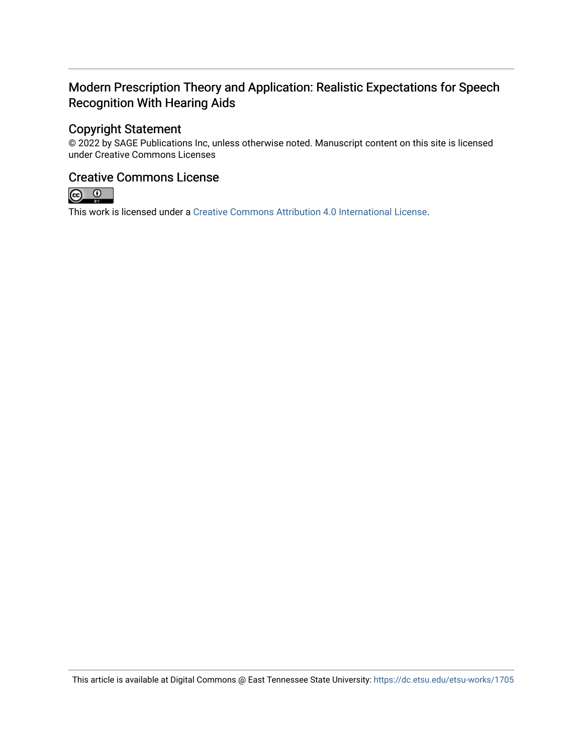# Modern Prescription Theory and Application: Realistic Expectations for Speech Recognition With Hearing Aids

## Copyright Statement

© 2022 by SAGE Publications Inc, unless otherwise noted. Manuscript content on this site is licensed under Creative Commons Licenses

## Creative Commons License

This work is licensed under a Creative Commons Attribution 4.0 International License.

This article is available at Digital Commons @ East Tennessee State University: https://dc.etsu.edu/etsu-works/1705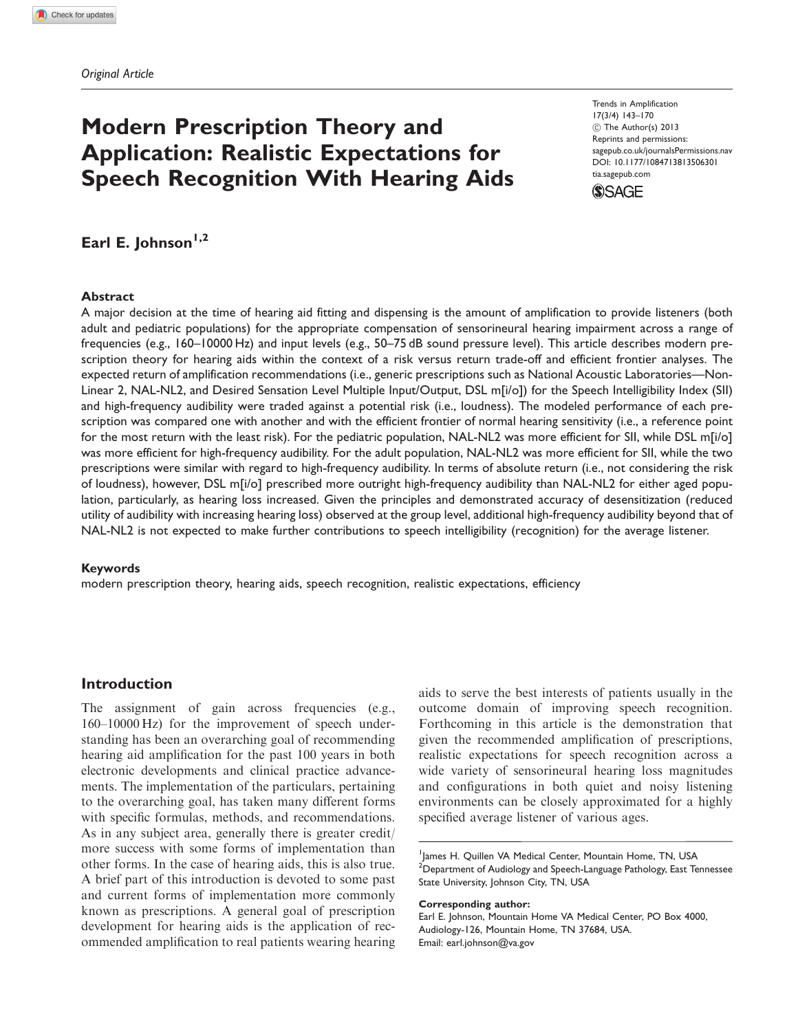*Original Article*

# Modern Prescription Theory and Application: Realistic Expectations for Speech Recognition With Hearing Aids

**Earl E. Johnson**[1,2]

## Abstract

A major decision at the time of hearing aid fitting and dispensing is the amount of amplification to provide listeners (both adult and pediatric populations) for the appropriate compensation of sensorineural hearing impairment across a range of frequencies (e.g., 160–10000 Hz) and input levels (e.g., 50–75 dB sound pressure level). This article describes modern prescription theory for hearing aids within the context of a risk versus return trade-off and efficient frontier analyses. The expected return of amplification recommendations (i.e., generic prescriptions such as National Acoustic Laboratories—Non-Linear 2, NAL-NL2, and Desired Sensation Level Multiple Input/Output, DSL m[i/o]) for the Speech Intelligibility Index (SII) and high-frequency audibility were traded against a potential risk (i.e., loudness). The modeled performance of each prescription was compared one with another and with the efficient frontier of normal hearing sensitivity (i.e., a reference point for the most return with the least risk). For the pediatric population, NAL-NL2 was more efficient for SII, while DSL m[i/o] was more efficient for high-frequency audibility. For the adult population, NAL-NL2 was more efficient for SII, while the two prescriptions were similar with regard to high-frequency audibility. In terms of absolute return (i.e., not considering the risk of loudness), however, DSL m[i/o] prescribed more outright high-frequency audibility than NAL-NL2 for either aged population, particularly, as hearing loss increased. Given the principles and demonstrated accuracy of desensitization (reduced utility of audibility with increasing hearing loss) observed at the group level, additional high-frequency audibility beyond that of NAL-NL2 is not expected to make further contributions to speech intelligibility (recognition) for the average listener.

## Keywords

modern prescription theory, hearing aids, speech recognition, realistic expectations, efficiency

## Introduction

The assignment of gain across frequencies (e.g., 160–10000 Hz) for the improvement of speech understanding has been an overarching goal of recommending hearing aid amplification for the past 100 years in both electronic developments and clinical practice advancements. The implementation of the particulars, pertaining to the overarching goal, has taken many different forms with specific formulas, methods, and recommendations. As in any subject area, generally there is greater credit/more success with some forms of implementation than other forms. In the case of hearing aids, this is also true. A brief part of this introduction is devoted to some past and current forms of implementation more commonly known as prescriptions. A general goal of prescription development for hearing aids is the application of recommended amplification to real patients wearing hearing aids to serve the best interests of patients usually in the outcome domain of improving speech recognition. Forthcoming in this article is the demonstration that given the recommended amplification of prescriptions, realistic expectations for speech recognition across a wide variety of sensorineural hearing loss magnitudes and configurations in both quiet and noisy listening environments can be closely approximated for a highly specified average listener of various ages.

[1]James H. Quillen VA Medical Center, Mountain Home, TN, USA
[2]Department of Audiology and Speech-Language Pathology, East Tennessee State University, Johnson City, TN, USA

**Corresponding author:**
Earl E. Johnson, Mountain Home VA Medical Center, PO Box 4000, Audiology-126, Mountain Home, TN 37684, USA.
Email: earl.johnson@va.gov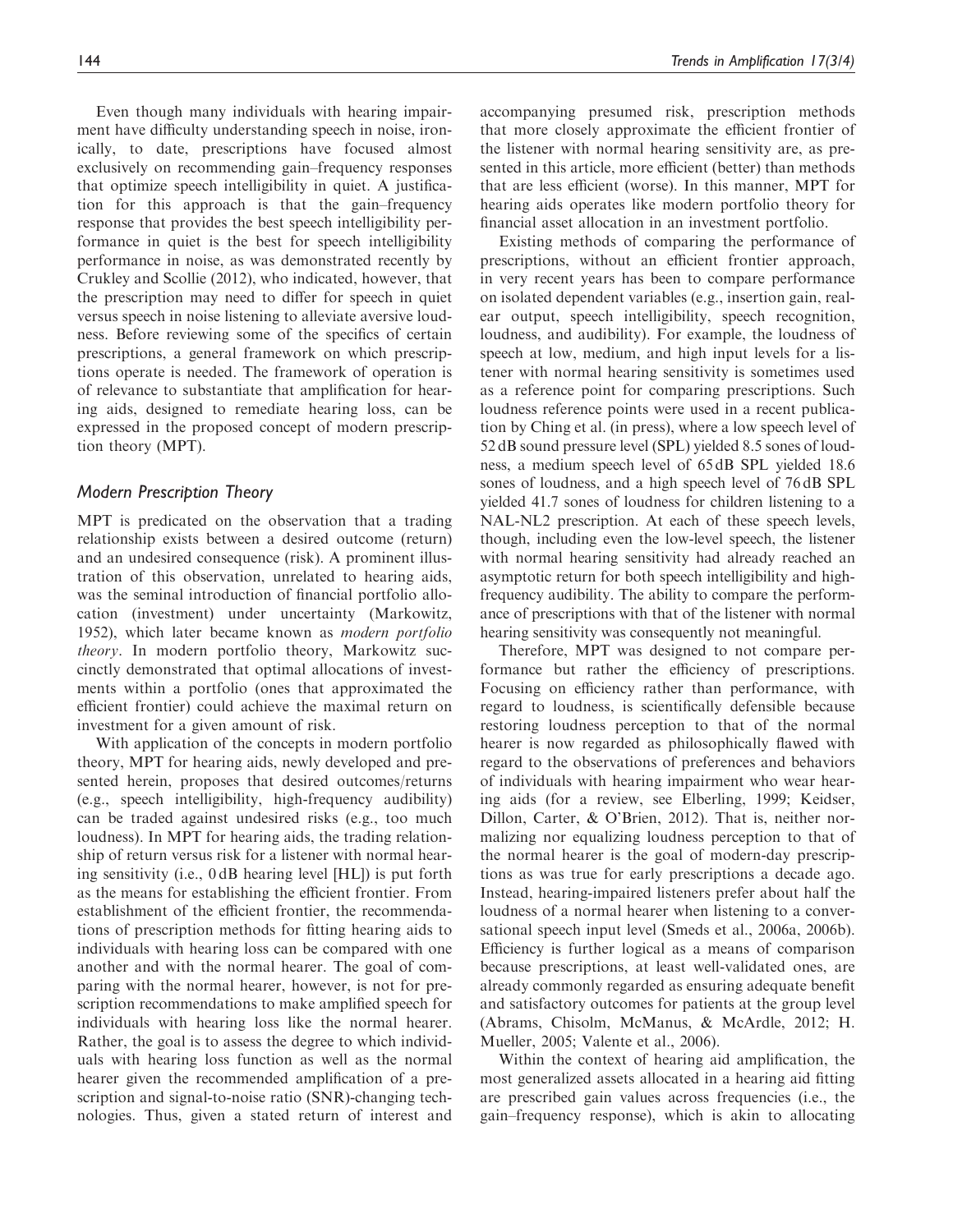Even though many individuals with hearing impairment have difficulty understanding speech in noise, ironically, to date, prescriptions have focused almost exclusively on recommending gain–frequency responses that optimize speech intelligibility in quiet. A justification for this approach is that the gain–frequency response that provides the best speech intelligibility performance in quiet is the best for speech intelligibility performance in noise, as was demonstrated recently by Crukley and Scollie (2012), who indicated, however, that the prescription may need to differ for speech in quiet versus speech in noise listening to alleviate aversive loudness. Before reviewing some of the specifics of certain prescriptions, a general framework on which prescriptions operate is needed. The framework of operation is of relevance to substantiate that amplification for hearing aids, designed to remediate hearing loss, can be expressed in the proposed concept of modern prescription theory (MPT).

## Modern Prescription Theory

MPT is predicated on the observation that a trading relationship exists between a desired outcome (return) and an undesired consequence (risk). A prominent illustration of this observation, unrelated to hearing aids, was the seminal introduction of financial portfolio allocation (investment) under uncertainty (Markowitz, 1952), which later became known as *modern portfolio theory*. In modern portfolio theory, Markowitz succinctly demonstrated that optimal allocations of investments within a portfolio (ones that approximated the efficient frontier) could achieve the maximal return on investment for a given amount of risk.

With application of the concepts in modern portfolio theory, MPT for hearing aids, newly developed and presented herein, proposes that desired outcomes/returns (e.g., speech intelligibility, high-frequency audibility) can be traded against undesired risks (e.g., too much loudness). In MPT for hearing aids, the trading relationship of return versus risk for a listener with normal hearing sensitivity (i.e., 0 dB hearing level [HL]) is put forth as the means for establishing the efficient frontier. From establishment of the efficient frontier, the recommendations of prescription methods for fitting hearing aids to individuals with hearing loss can be compared with one another and with the normal hearer. The goal of comparing with the normal hearer, however, is not for prescription recommendations to make amplified speech for individuals with hearing loss like the normal hearer. Rather, the goal is to assess the degree to which individuals with hearing loss function as well as the normal hearer given the recommended amplification of a prescription and signal-to-noise ratio (SNR)-changing technologies. Thus, given a stated return of interest and accompanying presumed risk, prescription methods that more closely approximate the efficient frontier of the listener with normal hearing sensitivity are, as presented in this article, more efficient (better) than methods that are less efficient (worse). In this manner, MPT for hearing aids operates like modern portfolio theory for financial asset allocation in an investment portfolio.

Existing methods of comparing the performance of prescriptions, without an efficient frontier approach, in very recent years has been to compare performance on isolated dependent variables (e.g., insertion gain, real-ear output, speech intelligibility, speech recognition, loudness, and audibility). For example, the loudness of speech at low, medium, and high input levels for a listener with normal hearing sensitivity is sometimes used as a reference point for comparing prescriptions. Such loudness reference points were used in a recent publication by Ching et al. (in press), where a low speech level of 52 dB sound pressure level (SPL) yielded 8.5 sones of loudness, a medium speech level of 65 dB SPL yielded 18.6 sones of loudness, and a high speech level of 76 dB SPL yielded 41.7 sones of loudness for children listening to a NAL-NL2 prescription. At each of these speech levels, though, including even the low-level speech, the listener with normal hearing sensitivity had already reached an asymptotic return for both speech intelligibility and high-frequency audibility. The ability to compare the performance of prescriptions with that of the listener with normal hearing sensitivity was consequently not meaningful.

Therefore, MPT was designed to not compare performance but rather the efficiency of prescriptions. Focusing on efficiency rather than performance, with regard to loudness, is scientifically defensible because restoring loudness perception to that of the normal hearer is now regarded as philosophically flawed with regard to the observations of preferences and behaviors of individuals with hearing impairment who wear hearing aids (for a review, see Elberling, 1999; Keidser, Dillon, Carter, & O'Brien, 2012). That is, neither normalizing nor equalizing loudness perception to that of the normal hearer is the goal of modern-day prescriptions as was true for early prescriptions a decade ago. Instead, hearing-impaired listeners prefer about half the loudness of a normal hearer when listening to a conversational speech input level (Smeds et al., 2006a, 2006b). Efficiency is further logical as a means of comparison because prescriptions, at least well-validated ones, are already commonly regarded as ensuring adequate benefit and satisfactory outcomes for patients at the group level (Abrams, Chisolm, McManus, & McArdle, 2012; H. Mueller, 2005; Valente et al., 2006).

Within the context of hearing aid amplification, the most generalized assets allocated in a hearing aid fitting are prescribed gain values across frequencies (i.e., the gain–frequency response), which is akin to allocating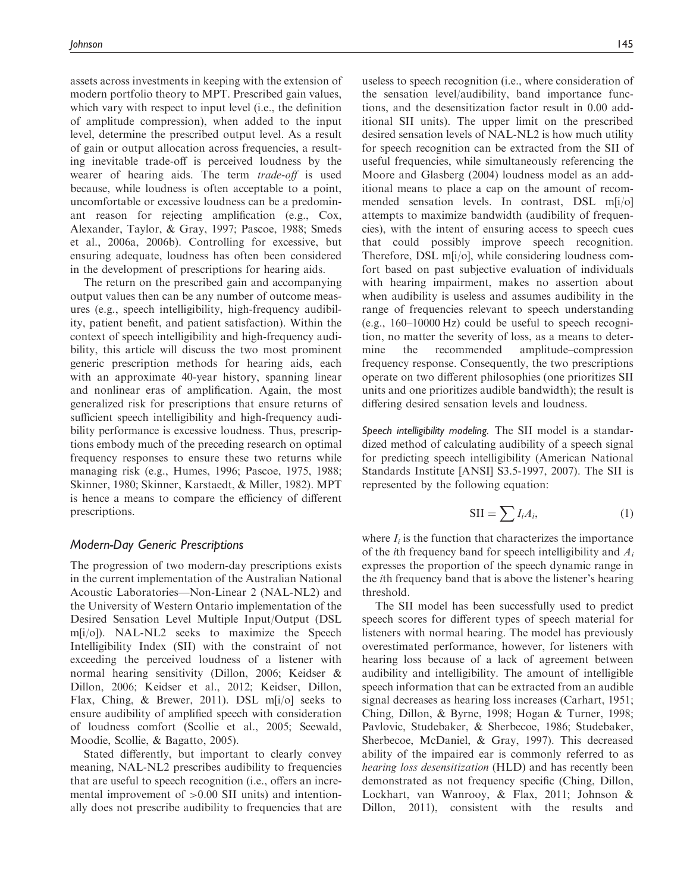assets across investments in keeping with the extension of modern portfolio theory to MPT. Prescribed gain values, which vary with respect to input level (i.e., the definition of amplitude compression), when added to the input level, determine the prescribed output level. As a result of gain or output allocation across frequencies, a resulting inevitable trade-off is perceived loudness by the wearer of hearing aids. The term *trade-off* is used because, while loudness is often acceptable to a point, uncomfortable or excessive loudness can be a predominant reason for rejecting amplification (e.g., Cox, Alexander, Taylor, & Gray, 1997; Pascoe, 1988; Smeds et al., 2006a, 2006b). Controlling for excessive, but ensuring adequate, loudness has often been considered in the development of prescriptions for hearing aids.

The return on the prescribed gain and accompanying output values then can be any number of outcome measures (e.g., speech intelligibility, high-frequency audibility, patient benefit, and patient satisfaction). Within the context of speech intelligibility and high-frequency audibility, this article will discuss the two most prominent generic prescription methods for hearing aids, each with an approximate 40-year history, spanning linear and nonlinear eras of amplification. Again, the most generalized risk for prescriptions that ensure returns of sufficient speech intelligibility and high-frequency audibility performance is excessive loudness. Thus, prescriptions embody much of the preceding research on optimal frequency responses to ensure these two returns while managing risk (e.g., Humes, 1996; Pascoe, 1975, 1988; Skinner, 1980; Skinner, Karstaedt, & Miller, 1982). MPT is hence a means to compare the efficiency of different prescriptions.

## Modern-Day Generic Prescriptions

The progression of two modern-day prescriptions exists in the current implementation of the Australian National Acoustic Laboratories—Non-Linear 2 (NAL-NL2) and the University of Western Ontario implementation of the Desired Sensation Level Multiple Input/Output (DSL m[i/o]). NAL-NL2 seeks to maximize the Speech Intelligibility Index (SII) with the constraint of not exceeding the perceived loudness of a listener with normal hearing sensitivity (Dillon, 2006; Keidser & Dillon, 2006; Keidser et al., 2012; Keidser, Dillon, Flax, Ching, & Brewer, 2011). DSL m[i/o] seeks to ensure audibility of amplified speech with consideration of loudness comfort (Scollie et al., 2005; Seewald, Moodie, Scollie, & Bagatto, 2005).

Stated differently, but important to clearly convey meaning, NAL-NL2 prescribes audibility to frequencies that are useful to speech recognition (i.e., offers an incremental improvement of >0.00 SII units) and intentionally does not prescribe audibility to frequencies that are useless to speech recognition (i.e., where consideration of the sensation level/audibility, band importance functions, and the desensitization factor result in 0.00 additional SII units). The upper limit on the prescribed desired sensation levels of NAL-NL2 is how much utility for speech recognition can be extracted from the SII of useful frequencies, while simultaneously referencing the Moore and Glasberg (2004) loudness model as an additional means to place a cap on the amount of recommended sensation levels. In contrast, DSL m[i/o] attempts to maximize bandwidth (audibility of frequencies), with the intent of ensuring access to speech cues that could possibly improve speech recognition. Therefore, DSL m[i/o], while considering loudness comfort based on past subjective evaluation of individuals with hearing impairment, makes no assertion about when audibility is useless and assumes audibility in the range of frequencies relevant to speech understanding (e.g., 160–10000 Hz) could be useful to speech recognition, no matter the severity of loss, as a means to determine the recommended amplitude–compression frequency response. Consequently, the two prescriptions operate on two different philosophies (one prioritizes SII units and one prioritizes audible bandwidth); the result is differing desired sensation levels and loudness.

*Speech intelligibility modeling.* The SII model is a standardized method of calculating audibility of a speech signal for predicting speech intelligibility (American National Standards Institute [ANSI] S3.5-1997, 2007). The SII is represented by the following equation:

$$\mathrm{SII} = \sum I_i A_i, \tag{1}$$

where $I_i$ is the function that characterizes the importance of the $i$th frequency band for speech intelligibility and $A_i$ expresses the proportion of the speech dynamic range in the $i$th frequency band that is above the listener's hearing threshold.

The SII model has been successfully used to predict speech scores for different types of speech material for listeners with normal hearing. The model has previously overestimated performance, however, for listeners with hearing loss because of a lack of agreement between audibility and intelligibility. The amount of intelligible speech information that can be extracted from an audible signal decreases as hearing loss increases (Carhart, 1951; Ching, Dillon, & Byrne, 1998; Hogan & Turner, 1998; Pavlovic, Studebaker, & Sherbecoe, 1986; Studebaker, Sherbecoe, McDaniel, & Gray, 1997). This decreased ability of the impaired ear is commonly referred to as *hearing loss desensitization* (HLD) and has recently been demonstrated as not frequency specific (Ching, Dillon, Lockhart, van Wanrooy, & Flax, 2011; Johnson & Dillon, 2011), consistent with the results and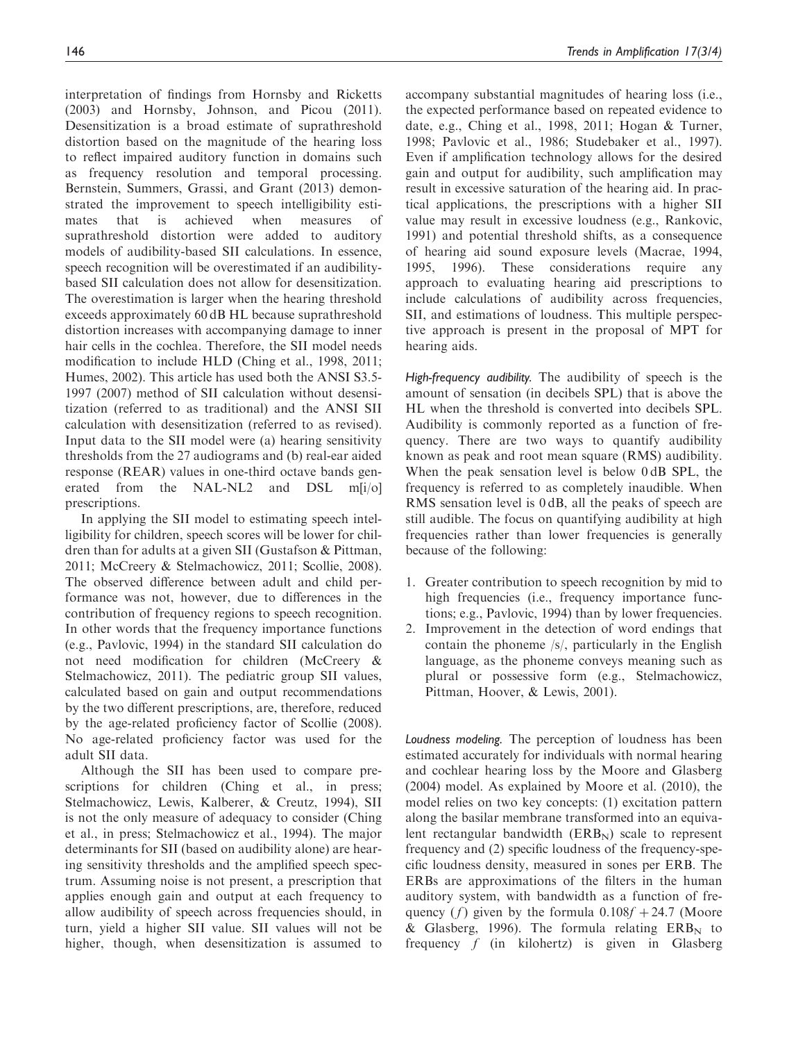interpretation of findings from Hornsby and Ricketts (2003) and Hornsby, Johnson, and Picou (2011). Desensitization is a broad estimate of suprathreshold distortion based on the magnitude of the hearing loss to reflect impaired auditory function in domains such as frequency resolution and temporal processing. Bernstein, Summers, Grassi, and Grant (2013) demonstrated the improvement to speech intelligibility estimates that is achieved when measures of suprathreshold distortion were added to auditory models of audibility-based SII calculations. In essence, speech recognition will be overestimated if an audibility-based SII calculation does not allow for desensitization. The overestimation is larger when the hearing threshold exceeds approximately 60 dB HL because suprathreshold distortion increases with accompanying damage to inner hair cells in the cochlea. Therefore, the SII model needs modification to include HLD (Ching et al., 1998, 2011; Humes, 2002). This article has used both the ANSI S3.5-1997 (2007) method of SII calculation without desensitization (referred to as traditional) and the ANSI SII calculation with desensitization (referred to as revised). Input data to the SII model were (a) hearing sensitivity thresholds from the 27 audiograms and (b) real-ear aided response (REAR) values in one-third octave bands generated from the NAL-NL2 and DSL m[i/o] prescriptions.

In applying the SII model to estimating speech intelligibility for children, speech scores will be lower for children than for adults at a given SII (Gustafson & Pittman, 2011; McCreery & Stelmachowicz, 2011; Scollie, 2008). The observed difference between adult and child performance was not, however, due to differences in the contribution of frequency regions to speech recognition. In other words that the frequency importance functions (e.g., Pavlovic, 1994) in the standard SII calculation do not need modification for children (McCreery & Stelmachowicz, 2011). The pediatric group SII values, calculated based on gain and output recommendations by the two different prescriptions, are, therefore, reduced by the age-related proficiency factor of Scollie (2008). No age-related proficiency factor was used for the adult SII data.

Although the SII has been used to compare prescriptions for children (Ching et al., in press; Stelmachowicz, Lewis, Kalberer, & Creutz, 1994), SII is not the only measure of adequacy to consider (Ching et al., in press; Stelmachowicz et al., 1994). The major determinants for SII (based on audibility alone) are hearing sensitivity thresholds and the amplified speech spectrum. Assuming noise is not present, a prescription that applies enough gain and output at each frequency to allow audibility of speech across frequencies should, in turn, yield a higher SII value. SII values will not be higher, though, when desensitization is assumed to accompany substantial magnitudes of hearing loss (i.e., the expected performance based on repeated evidence to date, e.g., Ching et al., 1998, 2011; Hogan & Turner, 1998; Pavlovic et al., 1986; Studebaker et al., 1997). Even if amplification technology allows for the desired gain and output for audibility, such amplification may result in excessive saturation of the hearing aid. In practical applications, the prescriptions with a higher SII value may result in excessive loudness (e.g., Rankovic, 1991) and potential threshold shifts, as a consequence of hearing aid sound exposure levels (Macrae, 1994, 1995, 1996). These considerations require any approach to evaluating hearing aid prescriptions to include calculations of audibility across frequencies, SII, and estimations of loudness. This multiple perspective approach is present in the proposal of MPT for hearing aids.

*High-frequency audibility.* The audibility of speech is the amount of sensation (in decibels SPL) that is above the HL when the threshold is converted into decibels SPL. Audibility is commonly reported as a function of frequency. There are two ways to quantify audibility known as peak and root mean square (RMS) audibility. When the peak sensation level is below 0 dB SPL, the frequency is referred to as completely inaudible. When RMS sensation level is 0 dB, all the peaks of speech are still audible. The focus on quantifying audibility at high frequencies rather than lower frequencies is generally because of the following:

1. Greater contribution to speech recognition by mid to high frequencies (i.e., frequency importance functions; e.g., Pavlovic, 1994) than by lower frequencies.
2. Improvement in the detection of word endings that contain the phoneme /s/, particularly in the English language, as the phoneme conveys meaning such as plural or possessive form (e.g., Stelmachowicz, Pittman, Hoover, & Lewis, 2001).

*Loudness modeling.* The perception of loudness has been estimated accurately for individuals with normal hearing and cochlear hearing loss by the Moore and Glasberg (2004) model. As explained by Moore et al. (2010), the model relies on two key concepts: (1) excitation pattern along the basilar membrane transformed into an equivalent rectangular bandwidth ($ERB_N$) scale to represent frequency and (2) specific loudness of the frequency-specific loudness density, measured in sones per ERB. The ERBs are approximations of the filters in the human auditory system, with bandwidth as a function of frequency ($f$) given by the formula $0.108f + 24.7$ (Moore & Glasberg, 1996). The formula relating $ERB_N$ to frequency $f$ (in kilohertz) is given in Glasberg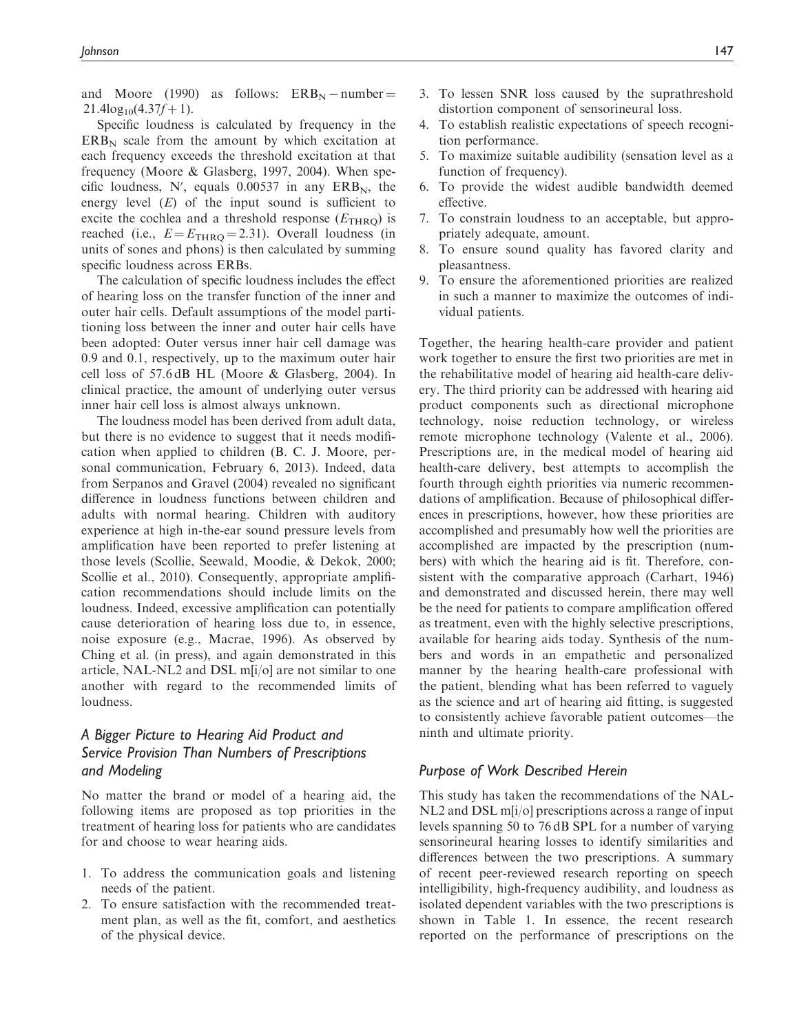and Moore (1990) as follows: $ERB_N - \text{number} = 21.4\log_{10}(4.37f + 1)$.

Specific loudness is calculated by frequency in the $ERB_N$ scale from the amount by which excitation at each frequency exceeds the threshold excitation at that frequency (Moore & Glasberg, 1997, 2004). When specific loudness, $N'$, equals 0.00537 in any $ERB_N$, the energy level ($E$) of the input sound is sufficient to excite the cochlea and a threshold response ($E_{THRQ}$) is reached (i.e., $E = E_{THRQ} = 2.31$). Overall loudness (in units of sones and phons) is then calculated by summing specific loudness across ERBs.

The calculation of specific loudness includes the effect of hearing loss on the transfer function of the inner and outer hair cells. Default assumptions of the model partitioning loss between the inner and outer hair cells have been adopted: Outer versus inner hair cell damage was 0.9 and 0.1, respectively, up to the maximum outer hair cell loss of 57.6 dB HL (Moore & Glasberg, 2004). In clinical practice, the amount of underlying outer versus inner hair cell loss is almost always unknown.

The loudness model has been derived from adult data, but there is no evidence to suggest that it needs modification when applied to children (B. C. J. Moore, personal communication, February 6, 2013). Indeed, data from Serpanos and Gravel (2004) revealed no significant difference in loudness functions between children and adults with normal hearing. Children with auditory experience at high in-the-ear sound pressure levels from amplification have been reported to prefer listening at those levels (Scollie, Seewald, Moodie, & Dekok, 2000; Scollie et al., 2010). Consequently, appropriate amplification recommendations should include limits on the loudness. Indeed, excessive amplification can potentially cause deterioration of hearing loss due to, in essence, noise exposure (e.g., Macrae, 1996). As observed by Ching et al. (in press), and again demonstrated in this article, NAL-NL2 and DSL m[i/o] are not similar to one another with regard to the recommended limits of loudness.

### *A Bigger Picture to Hearing Aid Product and Service Provision Than Numbers of Prescriptions and Modeling*

No matter the brand or model of a hearing aid, the following items are proposed as top priorities in the treatment of hearing loss for patients who are candidates for and choose to wear hearing aids.

1. To address the communication goals and listening needs of the patient.
2. To ensure satisfaction with the recommended treatment plan, as well as the fit, comfort, and aesthetics of the physical device.
3. To lessen SNR loss caused by the suprathreshold distortion component of sensorineural loss.
4. To establish realistic expectations of speech recognition performance.
5. To maximize suitable audibility (sensation level as a function of frequency).
6. To provide the widest audible bandwidth deemed effective.
7. To constrain loudness to an acceptable, but appropriately adequate, amount.
8. To ensure sound quality has favored clarity and pleasantness.
9. To ensure the aforementioned priorities are realized in such a manner to maximize the outcomes of individual patients.

Together, the hearing health-care provider and patient work together to ensure the first two priorities are met in the rehabilitative model of hearing aid health-care delivery. The third priority can be addressed with hearing aid product components such as directional microphone technology, noise reduction technology, or wireless remote microphone technology (Valente et al., 2006). Prescriptions are, in the medical model of hearing aid health-care delivery, best attempts to accomplish the fourth through eighth priorities via numeric recommendations of amplification. Because of philosophical differences in prescriptions, however, how these priorities are accomplished and presumably how well the priorities are accomplished are impacted by the prescription (numbers) with which the hearing aid is fit. Therefore, consistent with the comparative approach (Carhart, 1946) and demonstrated and discussed herein, there may well be the need for patients to compare amplification offered as treatment, even with the highly selective prescriptions, available for hearing aids today. Synthesis of the numbers and words in an empathetic and personalized manner by the hearing health-care professional with the patient, blending what has been referred to vaguely as the science and art of hearing aid fitting, is suggested to consistently achieve favorable patient outcomes—the ninth and ultimate priority.

### *Purpose of Work Described Herein*

This study has taken the recommendations of the NAL-NL2 and DSL m[i/o] prescriptions across a range of input levels spanning 50 to 76 dB SPL for a number of varying sensorineural hearing losses to identify similarities and differences between the two prescriptions. A summary of recent peer-reviewed research reporting on speech intelligibility, high-frequency audibility, and loudness as isolated dependent variables with the two prescriptions is shown in Table 1. In essence, the recent research reported on the performance of prescriptions on the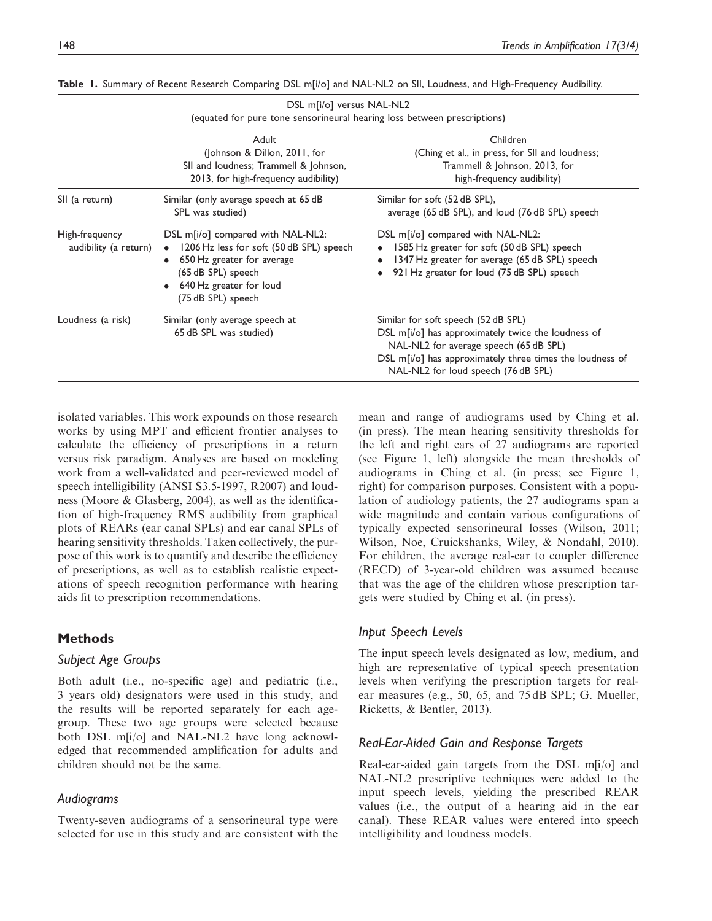**Table 1.** Summary of Recent Research Comparing DSL m[i/o] and NAL-NL2 on SII, Loudness, and High-Frequency Audibility.

| | DSL m[i/o] versus NAL-NL2 (equated for pure tone sensorineural hearing loss between prescriptions) | |
|---|---|---|
| | Adult (Johnson & Dillon, 2011, for SII and loudness; Trammell & Johnson, 2013, for high-frequency audibility) | Children (Ching et al., in press, for SII and loudness; Trammell & Johnson, 2013, for high-frequency audibility) |
| SII (a return) | Similar (only average speech at 65 dB SPL was studied) | Similar for soft (52 dB SPL), average (65 dB SPL), and loud (76 dB SPL) speech |
| High-frequency audibility (a return) | DSL m[i/o] compared with NAL-NL2: • 1206 Hz less for soft (50 dB SPL) speech • 650 Hz greater for average (65 dB SPL) speech • 640 Hz greater for loud (75 dB SPL) speech | DSL m[i/o] compared with NAL-NL2: • 1585 Hz greater for soft (50 dB SPL) speech • 1347 Hz greater for average (65 dB SPL) speech • 921 Hz greater for loud (75 dB SPL) speech |
| Loudness (a risk) | Similar (only average speech at 65 dB SPL was studied) | Similar for soft speech (52 dB SPL) DSL m[i/o] has approximately twice the loudness of NAL-NL2 for average speech (65 dB SPL) DSL m[i/o] has approximately three times the loudness of NAL-NL2 for loud speech (76 dB SPL) |

isolated variables. This work expounds on those research works by using MPT and efficient frontier analyses to calculate the efficiency of prescriptions in a return versus risk paradigm. Analyses are based on modeling work from a well-validated and peer-reviewed model of speech intelligibility (ANSI S3.5-1997, R2007) and loudness (Moore & Glasberg, 2004), as well as the identification of high-frequency RMS audibility from graphical plots of REARs (ear canal SPLs) and ear canal SPLs of hearing sensitivity thresholds. Taken collectively, the purpose of this work is to quantify and describe the efficiency of prescriptions, as well as to establish realistic expectations of speech recognition performance with hearing aids fit to prescription recommendations.

## Methods

### Subject Age Groups

Both adult (i.e., no-specific age) and pediatric (i.e., 3 years old) designators were used in this study, and the results will be reported separately for each age-group. These two age groups were selected because both DSL m[i/o] and NAL-NL2 have long acknowledged that recommended amplification for adults and children should not be the same.

### Audiograms

Twenty-seven audiograms of a sensorineural type were selected for use in this study and are consistent with the mean and range of audiograms used by Ching et al. (in press). The mean hearing sensitivity thresholds for the left and right ears of 27 audiograms are reported (see Figure 1, left) alongside the mean thresholds of audiograms in Ching et al. (in press; see Figure 1, right) for comparison purposes. Consistent with a population of audiology patients, the 27 audiograms span a wide magnitude and contain various configurations of typically expected sensorineural losses (Wilson, 2011; Wilson, Noe, Cruickshanks, Wiley, & Nondahl, 2010). For children, the average real-ear to coupler difference (RECD) of 3-year-old children was assumed because that was the age of the children whose prescription targets were studied by Ching et al. (in press).

### Input Speech Levels

The input speech levels designated as low, medium, and high are representative of typical speech presentation levels when verifying the prescription targets for real-ear measures (e.g., 50, 65, and 75 dB SPL; G. Mueller, Ricketts, & Bentler, 2013).

### Real-Ear-Aided Gain and Response Targets

Real-ear-aided gain targets from the DSL m[i/o] and NAL-NL2 prescriptive techniques were added to the input speech levels, yielding the prescribed REAR values (i.e., the output of a hearing aid in the ear canal). These REAR values were entered into speech intelligibility and loudness models.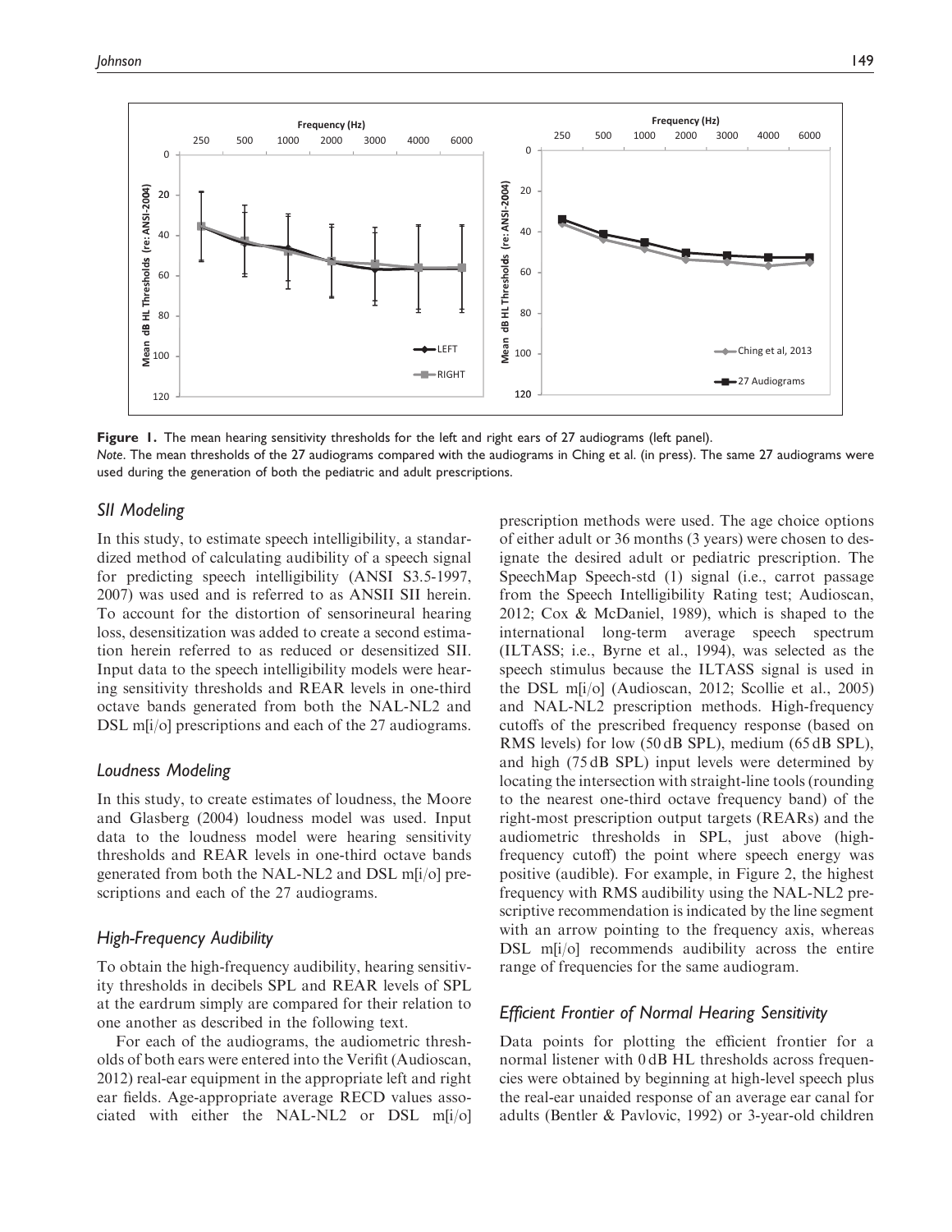Figure 1. The mean hearing sensitivity thresholds for the left and right ears of 27 audiograms (left panel).

*Note*. The mean thresholds of the 27 audiograms compared with the audiograms in Ching et al. (in press). The same 27 audiograms were used during the generation of both the pediatric and adult prescriptions.

### SII Modeling

In this study, to estimate speech intelligibility, a standardized method of calculating audibility of a speech signal for predicting speech intelligibility (ANSI S3.5-1997, 2007) was used and is referred to as ANSII SII herein. To account for the distortion of sensorineural hearing loss, desensitization was added to create a second estimation herein referred to as reduced or desensitized SII. Input data to the speech intelligibility models were hearing sensitivity thresholds and REAR levels in one-third octave bands generated from both the NAL-NL2 and DSL m[i/o] prescriptions and each of the 27 audiograms.

### Loudness Modeling

In this study, to create estimates of loudness, the Moore and Glasberg (2004) loudness model was used. Input data to the loudness model were hearing sensitivity thresholds and REAR levels in one-third octave bands generated from both the NAL-NL2 and DSL m[i/o] prescriptions and each of the 27 audiograms.

### High-Frequency Audibility

To obtain the high-frequency audibility, hearing sensitivity thresholds in decibels SPL and REAR levels of SPL at the eardrum simply are compared for their relation to one another as described in the following text.

For each of the audiograms, the audiometric thresholds of both ears were entered into the Verifit (Audioscan, 2012) real-ear equipment in the appropriate left and right ear fields. Age-appropriate average RECD values associated with either the NAL-NL2 or DSL m[i/o] prescription methods were used. The age choice options of either adult or 36 months (3 years) were chosen to designate the desired adult or pediatric prescription. The SpeechMap Speech-std (1) signal (i.e., carrot passage from the Speech Intelligibility Rating test; Audioscan, 2012; Cox & McDaniel, 1989), which is shaped to the international long-term average speech spectrum (ILTASS; i.e., Byrne et al., 1994), was selected as the speech stimulus because the ILTASS signal is used in the DSL m[i/o] (Audioscan, 2012; Scollie et al., 2005) and NAL-NL2 prescription methods. High-frequency cutoffs of the prescribed frequency response (based on RMS levels) for low (50 dB SPL), medium (65 dB SPL), and high (75 dB SPL) input levels were determined by locating the intersection with straight-line tools (rounding to the nearest one-third octave frequency band) of the right-most prescription output targets (REARs) and the audiometric thresholds in SPL, just above (high-frequency cutoff) the point where speech energy was positive (audible). For example, in Figure 2, the highest frequency with RMS audibility using the NAL-NL2 prescriptive recommendation is indicated by the line segment with an arrow pointing to the frequency axis, whereas DSL m[i/o] recommends audibility across the entire range of frequencies for the same audiogram.

### Efficient Frontier of Normal Hearing Sensitivity

Data points for plotting the efficient frontier for a normal listener with 0 dB HL thresholds across frequencies were obtained by beginning at high-level speech plus the real-ear unaided response of an average ear canal for adults (Bentler & Pavlovic, 1992) or 3-year-old children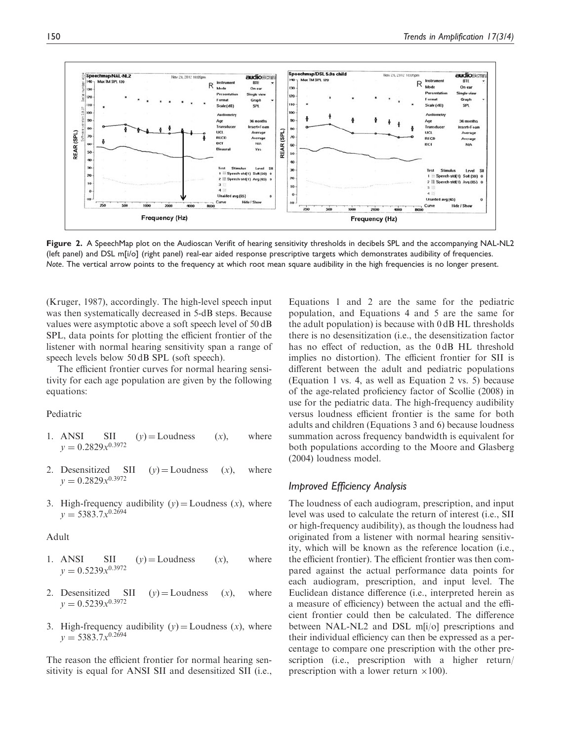Figure 2. A SpeechMap plot on the Audioscan Verifit of hearing sensitivity thresholds in decibels SPL and the accompanying NAL-NL2 (left panel) and DSL m[i/o] (right panel) real-ear aided response prescriptive targets which demonstrates audibility of frequencies. *Note*. The vertical arrow points to the frequency at which root mean square audibility in the high frequencies is no longer present.

(Kruger, 1987), accordingly. The high-level speech input was then systematically decreased in 5-dB steps. Because values were asymptotic above a soft speech level of 50 dB SPL, data points for plotting the efficient frontier of the listener with normal hearing sensitivity span a range of speech levels below 50 dB SPL (soft speech).

The efficient frontier curves for normal hearing sensitivity for each age population are given by the following equations:

Pediatric

1. ANSI SII $(y)$ = Loudness $(x)$, where $y = 0.2829x^{0.3972}$
2. Desensitized SII $(y)$ = Loudness $(x)$, where $y = 0.2829x^{0.3972}$
3. High-frequency audibility $(y)$ = Loudness $(x)$, where $y = 5383.7x^{0.2694}$

Adult

1. ANSI SII $(y)$ = Loudness $(x)$, where $y = 0.5239x^{0.3972}$
2. Desensitized SII $(y)$ = Loudness $(x)$, where $y = 0.5239x^{0.3972}$
3. High-frequency audibility $(y)$ = Loudness $(x)$, where $y = 5383.7x^{0.2694}$

The reason the efficient frontier for normal hearing sensitivity is equal for ANSI SII and desensitized SII (i.e., Equations 1 and 2 are the same for the pediatric population, and Equations 4 and 5 are the same for the adult population) is because with 0 dB HL thresholds there is no desensitization (i.e., the desensitization factor has no effect of reduction, as the 0 dB HL threshold implies no distortion). The efficient frontier for SII is different between the adult and pediatric populations (Equation 1 vs. 4, as well as Equation 2 vs. 5) because of the age-related proficiency factor of Scollie (2008) in use for the pediatric data. The high-frequency audibility versus loudness efficient frontier is the same for both adults and children (Equations 3 and 6) because loudness summation across frequency bandwidth is equivalent for both populations according to the Moore and Glasberg (2004) loudness model.

### *Improved Efficiency Analysis*

The loudness of each audiogram, prescription, and input level was used to calculate the return of interest (i.e., SII or high-frequency audibility), as though the loudness had originated from a listener with normal hearing sensitivity, which will be known as the reference location (i.e., the efficient frontier). The efficient frontier was then compared against the actual performance data points for each audiogram, prescription, and input level. The Euclidean distance difference (i.e., interpreted herein as a measure of efficiency) between the actual and the efficient frontier could then be calculated. The difference between NAL-NL2 and DSL m[i/o] prescriptions and their individual efficiency can then be expressed as a percentage to compare one prescription with the other prescription (i.e., prescription with a higher return/prescription with a lower return $\times 100$).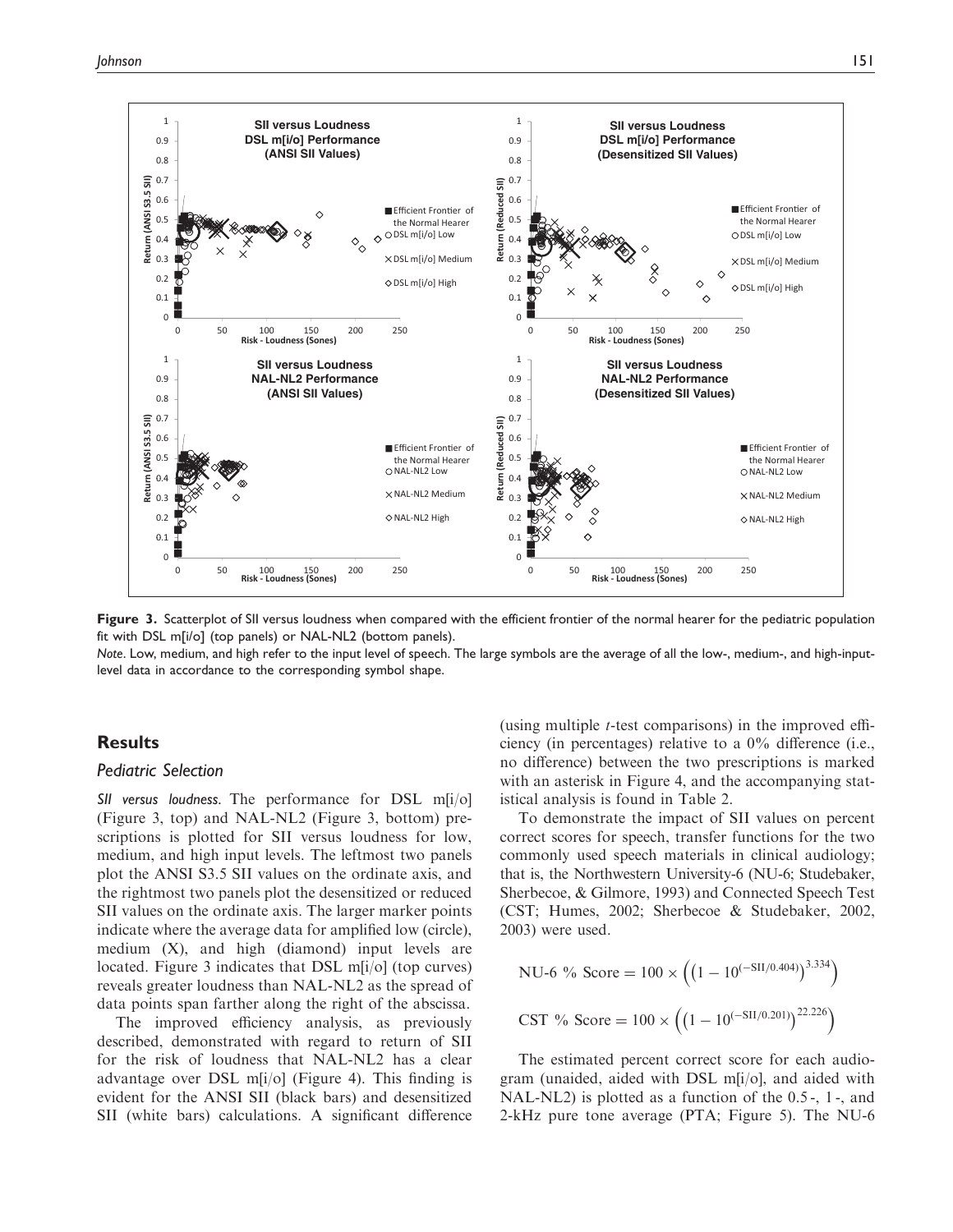**Figure 3.** Scatterplot of SII versus loudness when compared with the efficient frontier of the normal hearer for the pediatric population fit with DSL m[i/o] (top panels) or NAL-NL2 (bottom panels).

*Note.* Low, medium, and high refer to the input level of speech. The large symbols are the average of all the low-, medium-, and high-input-level data in accordance to the corresponding symbol shape.

## Results

### Pediatric Selection

*SII versus loudness.* The performance for DSL m[i/o] (Figure 3, top) and NAL-NL2 (Figure 3, bottom) prescriptions is plotted for SII versus loudness for low, medium, and high input levels. The leftmost two panels plot the ANSI S3.5 SII values on the ordinate axis, and the rightmost two panels plot the desensitized or reduced SII values on the ordinate axis. The larger marker points indicate where the average data for amplified low (circle), medium (X), and high (diamond) input levels are located. Figure 3 indicates that DSL m[i/o] (top curves) reveals greater loudness than NAL-NL2 as the spread of data points span farther along the right of the abscissa.

The improved efficiency analysis, as previously described, demonstrated with regard to return of SII for the risk of loudness that NAL-NL2 has a clear advantage over DSL m[i/o] (Figure 4). This finding is evident for the ANSI SII (black bars) and desensitized SII (white bars) calculations. A significant difference (using multiple *t*-test comparisons) in the improved efficiency (in percentages) relative to a 0% difference (i.e., no difference) between the two prescriptions is marked with an asterisk in Figure 4, and the accompanying statistical analysis is found in Table 2.

To demonstrate the impact of SII values on percent correct scores for speech, transfer functions for the two commonly used speech materials in clinical audiology; that is, the Northwestern University-6 (NU-6; Studebaker, Sherbecoe, & Gilmore, 1993) and Connected Speech Test (CST; Humes, 2002; Sherbecoe & Studebaker, 2002, 2003) were used.

$$\text{NU-6 \% Score} = 100 \times \left(\left(1 - 10^{(-\text{SII}/0.404)}\right)^{3.334}\right)$$

$$\text{CST \% Score} = 100 \times \left(\left(1 - 10^{(-\text{SII}/0.201)}\right)^{22.226}\right)$$

The estimated percent correct score for each audiogram (unaided, aided with DSL m[i/o], and aided with NAL-NL2) is plotted as a function of the 0.5-, 1-, and 2-kHz pure tone average (PTA; Figure 5). The NU-6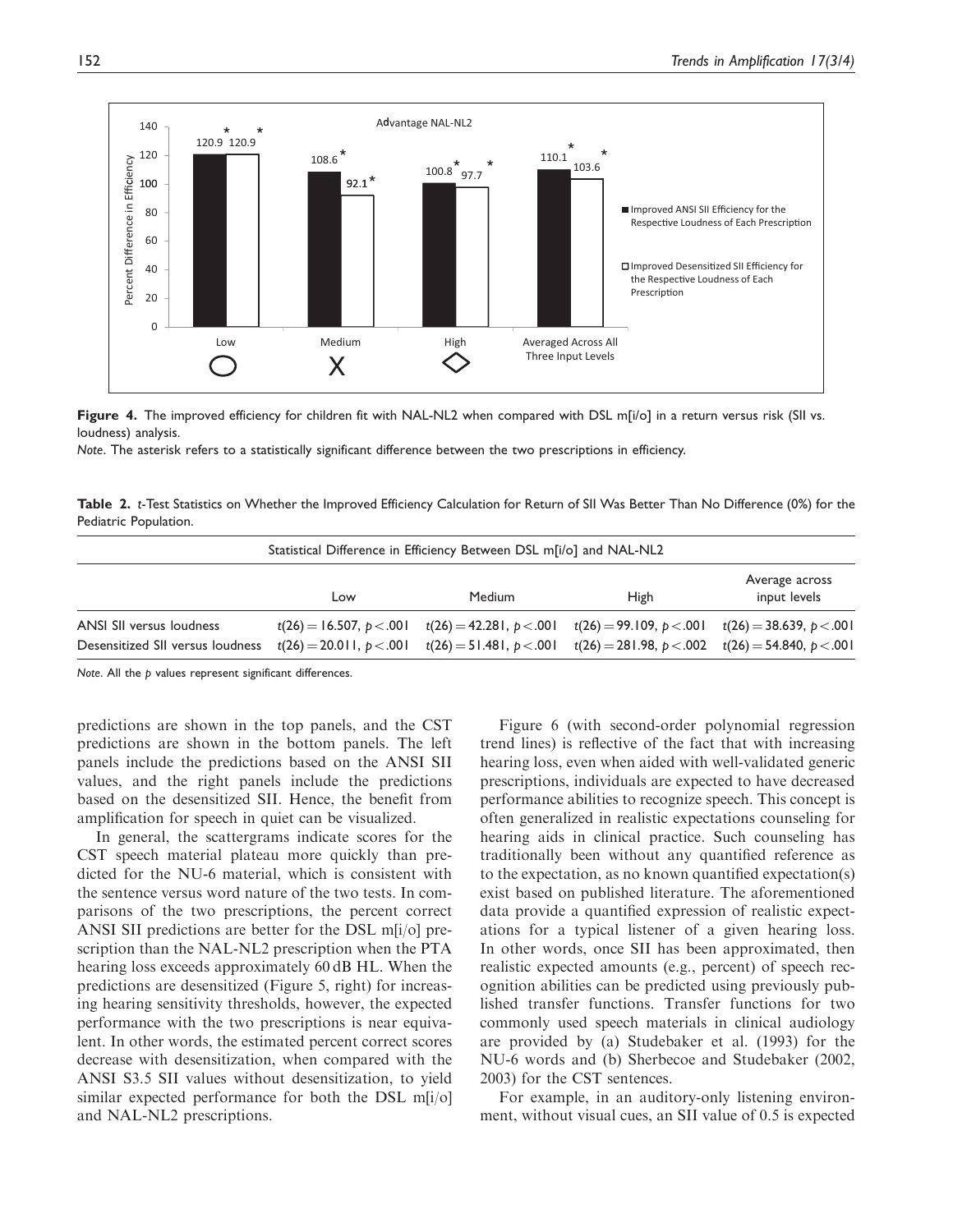**Figure 4.** The improved efficiency for children fit with NAL-NL2 when compared with DSL m[i/o] in a return versus risk (SII vs. loudness) analysis.

*Note*. The asterisk refers to a statistically significant difference between the two prescriptions in efficiency.

**Table 2.** *t*-Test Statistics on Whether the Improved Efficiency Calculation for Return of SII Was Better Than No Difference (0%) for the Pediatric Population.

| Statistical Difference in Efficiency Between DSL m[i/o] and NAL-NL2 | | | | |
|---|---|---|---|---|
| | Low | Medium | High | Average across input levels |
| ANSI SII versus loudness | $t(26) = 16.507, p < .001$ | $t(26) = 42.281, p < .001$ | $t(26) = 99.109, p < .001$ | $t(26) = 38.639, p < .001$ |
| Desensitized SII versus loudness | $t(26) = 20.011, p < .001$ | $t(26) = 51.481, p < .001$ | $t(26) = 281.98, p < .002$ | $t(26) = 54.840, p < .001$ |

*Note*. All the *p* values represent significant differences.

predictions are shown in the top panels, and the CST predictions are shown in the bottom panels. The left panels include the predictions based on the ANSI SII values, and the right panels include the predictions based on the desensitized SII. Hence, the benefit from amplification for speech in quiet can be visualized.

In general, the scattergrams indicate scores for the CST speech material plateau more quickly than predicted for the NU-6 material, which is consistent with the sentence versus word nature of the two tests. In comparisons of the two prescriptions, the percent correct ANSI SII predictions are better for the DSL m[i/o] prescription than the NAL-NL2 prescription when the PTA hearing loss exceeds approximately 60 dB HL. When the predictions are desensitized (Figure 5, right) for increasing hearing sensitivity thresholds, however, the expected performance with the two prescriptions is near equivalent. In other words, the estimated percent correct scores decrease with desensitization, when compared with the ANSI S3.5 SII values without desensitization, to yield similar expected performance for both the DSL m[i/o] and NAL-NL2 prescriptions.

Figure 6 (with second-order polynomial regression trend lines) is reflective of the fact that with increasing hearing loss, even when aided with well-validated generic prescriptions, individuals are expected to have decreased performance abilities to recognize speech. This concept is often generalized in realistic expectations counseling for hearing aids in clinical practice. Such counseling has traditionally been without any quantified reference as to the expectation, as no known quantified expectation(s) exist based on published literature. The aforementioned data provide a quantified expression of realistic expectations for a typical listener of a given hearing loss. In other words, once SII has been approximated, then realistic expected amounts (e.g., percent) of speech recognition abilities can be predicted using previously published transfer functions. Transfer functions for two commonly used speech materials in clinical audiology are provided by (a) Studebaker et al. (1993) for the NU-6 words and (b) Sherbecoe and Studebaker (2002, 2003) for the CST sentences.

For example, in an auditory-only listening environment, without visual cues, an SII value of 0.5 is expected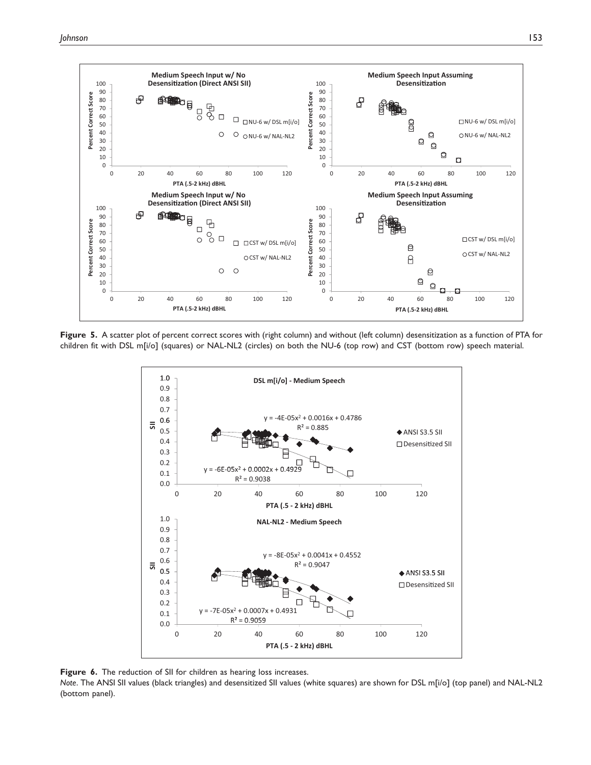**Figure 5.** A scatter plot of percent correct scores with (right column) and without (left column) desensitization as a function of PTA for children fit with DSL m[i/o] (squares) or NAL-NL2 (circles) on both the NU-6 (top row) and CST (bottom row) speech material.

**Figure 6.** The reduction of SII for children as hearing loss increases.

*Note*. The ANSI SII values (black triangles) and desensitized SII values (white squares) are shown for DSL m[i/o] (top panel) and NAL-NL2 (bottom panel).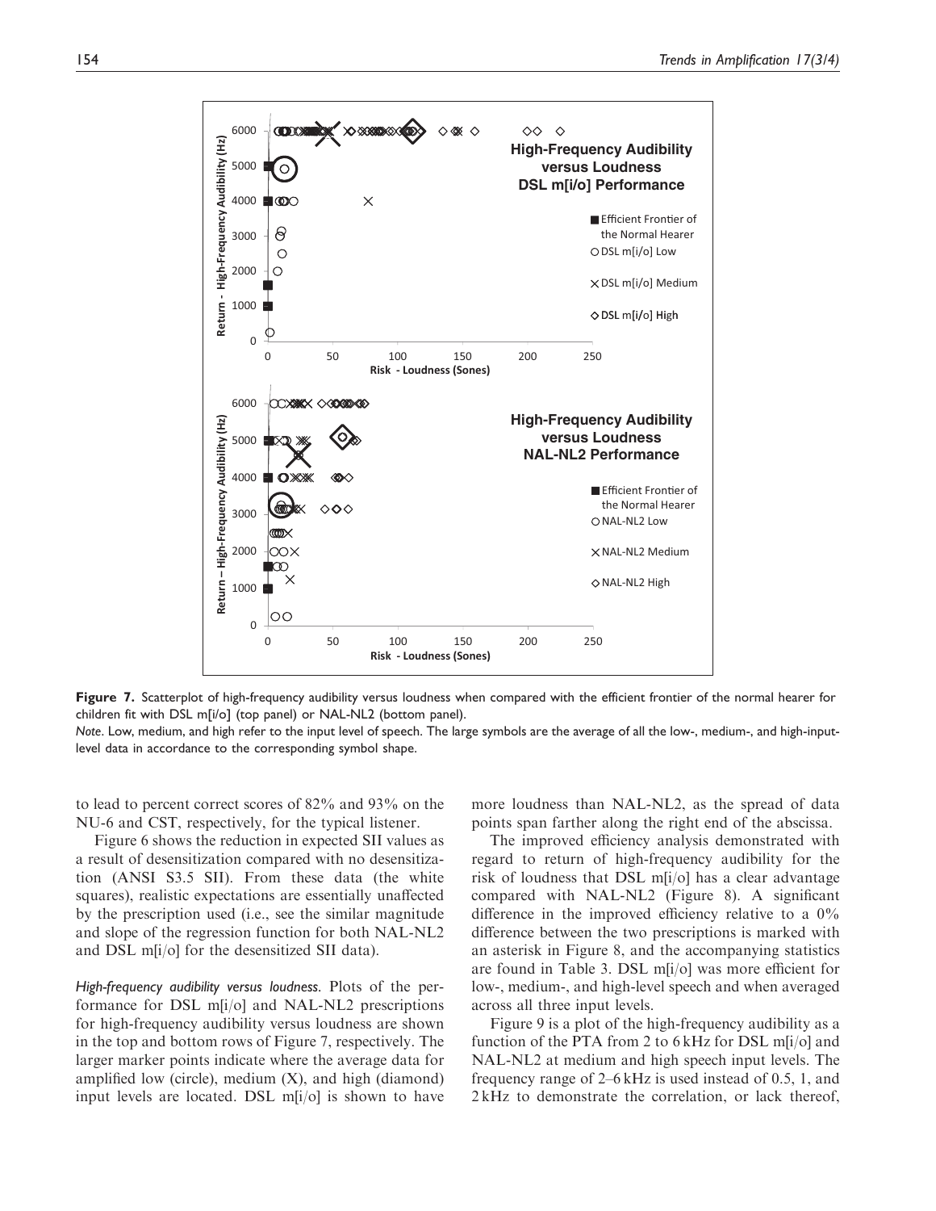**Figure 7.** Scatterplot of high-frequency audibility versus loudness when compared with the efficient frontier of the normal hearer for children fit with DSL m[i/o] (top panel) or NAL-NL2 (bottom panel).

*Note*. Low, medium, and high refer to the input level of speech. The large symbols are the average of all the low-, medium-, and high-input-level data in accordance to the corresponding symbol shape.

to lead to percent correct scores of 82% and 93% on the NU-6 and CST, respectively, for the typical listener.

Figure 6 shows the reduction in expected SII values as a result of desensitization compared with no desensitization (ANSI S3.5 SII). From these data (the white squares), realistic expectations are essentially unaffected by the prescription used (i.e., see the similar magnitude and slope of the regression function for both NAL-NL2 and DSL m[i/o] for the desensitized SII data).

*High-frequency audibility versus loudness.* Plots of the performance for DSL m[i/o] and NAL-NL2 prescriptions for high-frequency audibility versus loudness are shown in the top and bottom rows of Figure 7, respectively. The larger marker points indicate where the average data for amplified low (circle), medium (X), and high (diamond) input levels are located. DSL m[i/o] is shown to have more loudness than NAL-NL2, as the spread of data points span farther along the right end of the abscissa.

The improved efficiency analysis demonstrated with regard to return of high-frequency audibility for the risk of loudness that DSL m[i/o] has a clear advantage compared with NAL-NL2 (Figure 8). A significant difference in the improved efficiency relative to a 0% difference between the two prescriptions is marked with an asterisk in Figure 8, and the accompanying statistics are found in Table 3. DSL m[i/o] was more efficient for low-, medium-, and high-level speech and when averaged across all three input levels.

Figure 9 is a plot of the high-frequency audibility as a function of the PTA from 2 to 6 kHz for DSL m[i/o] and NAL-NL2 at medium and high speech input levels. The frequency range of 2–6 kHz is used instead of 0.5, 1, and 2 kHz to demonstrate the correlation, or lack thereof,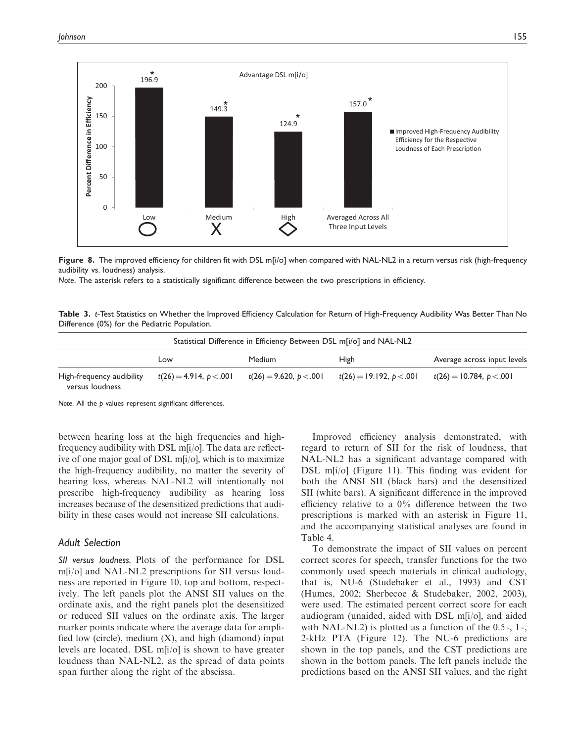**Figure 8.** The improved efficiency for children fit with DSL m[i/o] when compared with NAL-NL2 in a return versus risk (high-frequency audibility vs. loudness) analysis.

*Note*. The asterisk refers to a statistically significant difference between the two prescriptions in efficiency.

**Table 3.** *t*-Test Statistics on Whether the Improved Efficiency Calculation for Return of High-Frequency Audibility Was Better Than No Difference (0%) for the Pediatric Population.

| | Statistical Difference in Efficiency Between DSL m[i/o] and NAL-NL2 | | | |
|---|---|---|---|---|
| | Low | Medium | High | Average across input levels |
| High-frequency audibility versus loudness | $t(26) = 4.914$, $p < .001$ | $t(26) = 9.620$, $p < .001$ | $t(26) = 19.192$, $p < .001$ | $t(26) = 10.784$, $p < .001$ |

*Note*. All the *p* values represent significant differences.

between hearing loss at the high frequencies and high-frequency audibility with DSL m[i/o]. The data are reflective of one major goal of DSL m[i/o], which is to maximize the high-frequency audibility, no matter the severity of hearing loss, whereas NAL-NL2 will intentionally not prescribe high-frequency audibility as hearing loss increases because of the desensitized predictions that audibility in these cases would not increase SII calculations.

### *Adult Selection*

*SII versus loudness.* Plots of the performance for DSL m[i/o] and NAL-NL2 prescriptions for SII versus loudness are reported in Figure 10, top and bottom, respectively. The left panels plot the ANSI SII values on the ordinate axis, and the right panels plot the desensitized or reduced SII values on the ordinate axis. The larger marker points indicate where the average data for amplified low (circle), medium (X), and high (diamond) input levels are located. DSL m[i/o] is shown to have greater loudness than NAL-NL2, as the spread of data points span further along the right of the abscissa.

Improved efficiency analysis demonstrated, with regard to return of SII for the risk of loudness, that NAL-NL2 has a significant advantage compared with DSL m[i/o] (Figure 11). This finding was evident for both the ANSI SII (black bars) and the desensitized SII (white bars). A significant difference in the improved efficiency relative to a 0% difference between the two prescriptions is marked with an asterisk in Figure 11, and the accompanying statistical analyses are found in Table 4.

To demonstrate the impact of SII values on percent correct scores for speech, transfer functions for the two commonly used speech materials in clinical audiology, that is, NU-6 (Studebaker et al., 1993) and CST (Humes, 2002; Sherbecoe & Studebaker, 2002, 2003), were used. The estimated percent correct score for each audiogram (unaided, aided with DSL m[i/o], and aided with NAL-NL2) is plotted as a function of the 0.5-, 1-, 2-kHz PTA (Figure 12). The NU-6 predictions are shown in the top panels, and the CST predictions are shown in the bottom panels. The left panels include the predictions based on the ANSI SII values, and the right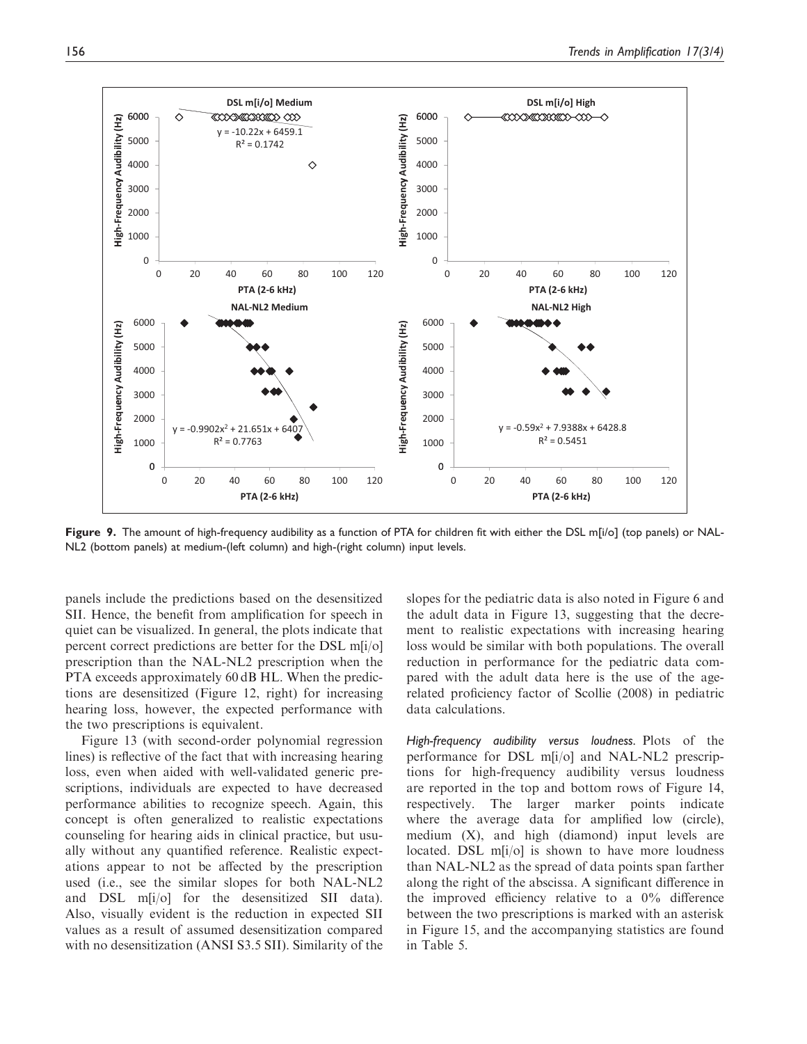**Figure 9.** The amount of high-frequency audibility as a function of PTA for children fit with either the DSL m[i/o] (top panels) or NAL-NL2 (bottom panels) at medium-(left column) and high-(right column) input levels.

panels include the predictions based on the desensitized SII. Hence, the benefit from amplification for speech in quiet can be visualized. In general, the plots indicate that percent correct predictions are better for the DSL m[i/o] prescription than the NAL-NL2 prescription when the PTA exceeds approximately 60 dB HL. When the predictions are desensitized (Figure 12, right) for increasing hearing loss, however, the expected performance with the two prescriptions is equivalent.

Figure 13 (with second-order polynomial regression lines) is reflective of the fact that with increasing hearing loss, even when aided with well-validated generic prescriptions, individuals are expected to have decreased performance abilities to recognize speech. Again, this concept is often generalized to realistic expectations counseling for hearing aids in clinical practice, but usually without any quantified reference. Realistic expectations appear to not be affected by the prescription used (i.e., see the similar slopes for both NAL-NL2 and DSL m[i/o] for the desensitized SII data). Also, visually evident is the reduction in expected SII values as a result of assumed desensitization compared with no desensitization (ANSI S3.5 SII). Similarity of the slopes for the pediatric data is also noted in Figure 6 and the adult data in Figure 13, suggesting that the decrement to realistic expectations with increasing hearing loss would be similar with both populations. The overall reduction in performance for the pediatric data compared with the adult data here is the use of the age-related proficiency factor of Scollie (2008) in pediatric data calculations.

*High-frequency audibility versus loudness.* Plots of the performance for DSL m[i/o] and NAL-NL2 prescriptions for high-frequency audibility versus loudness are reported in the top and bottom rows of Figure 14, respectively. The larger marker points indicate where the average data for amplified low (circle), medium (X), and high (diamond) input levels are located. DSL m[i/o] is shown to have more loudness than NAL-NL2 as the spread of data points span farther along the right of the abscissa. A significant difference in the improved efficiency relative to a 0% difference between the two prescriptions is marked with an asterisk in Figure 15, and the accompanying statistics are found in Table 5.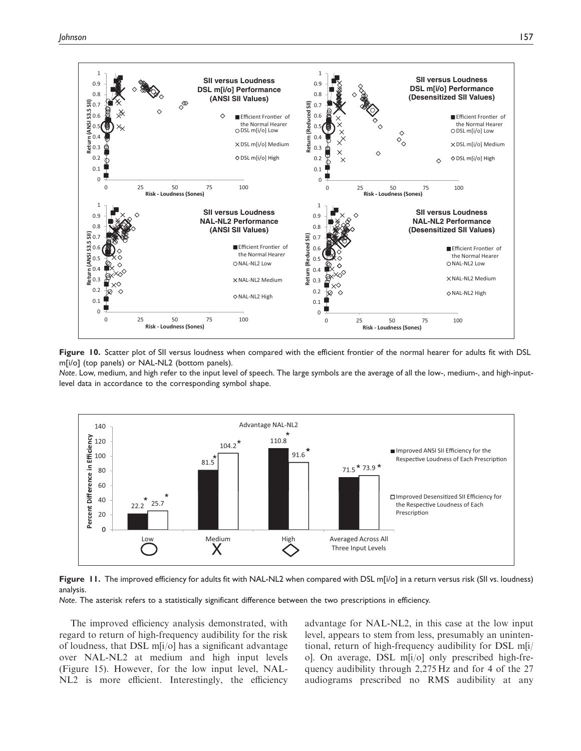**Figure 10.** Scatter plot of SII versus loudness when compared with the efficient frontier of the normal hearer for adults fit with DSL m[i/o] (top panels) or NAL-NL2 (bottom panels).

*Note*. Low, medium, and high refer to the input level of speech. The large symbols are the average of all the low-, medium-, and high-input-level data in accordance to the corresponding symbol shape.

**Figure 11.** The improved efficiency for adults fit with NAL-NL2 when compared with DSL m[i/o] in a return versus risk (SII vs. loudness) analysis.

*Note*. The asterisk refers to a statistically significant difference between the two prescriptions in efficiency.

The improved efficiency analysis demonstrated, with regard to return of high-frequency audibility for the risk of loudness, that DSL m[i/o] has a significant advantage over NAL-NL2 at medium and high input levels (Figure 15). However, for the low input level, NAL-NL2 is more efficient. Interestingly, the efficiency advantage for NAL-NL2, in this case at the low input level, appears to stem from less, presumably an unintentional, return of high-frequency audibility for DSL m[i/o]. On average, DSL m[i/o] only prescribed high-frequency audibility through 2,275 Hz and for 4 of the 27 audiograms prescribed no RMS audibility at any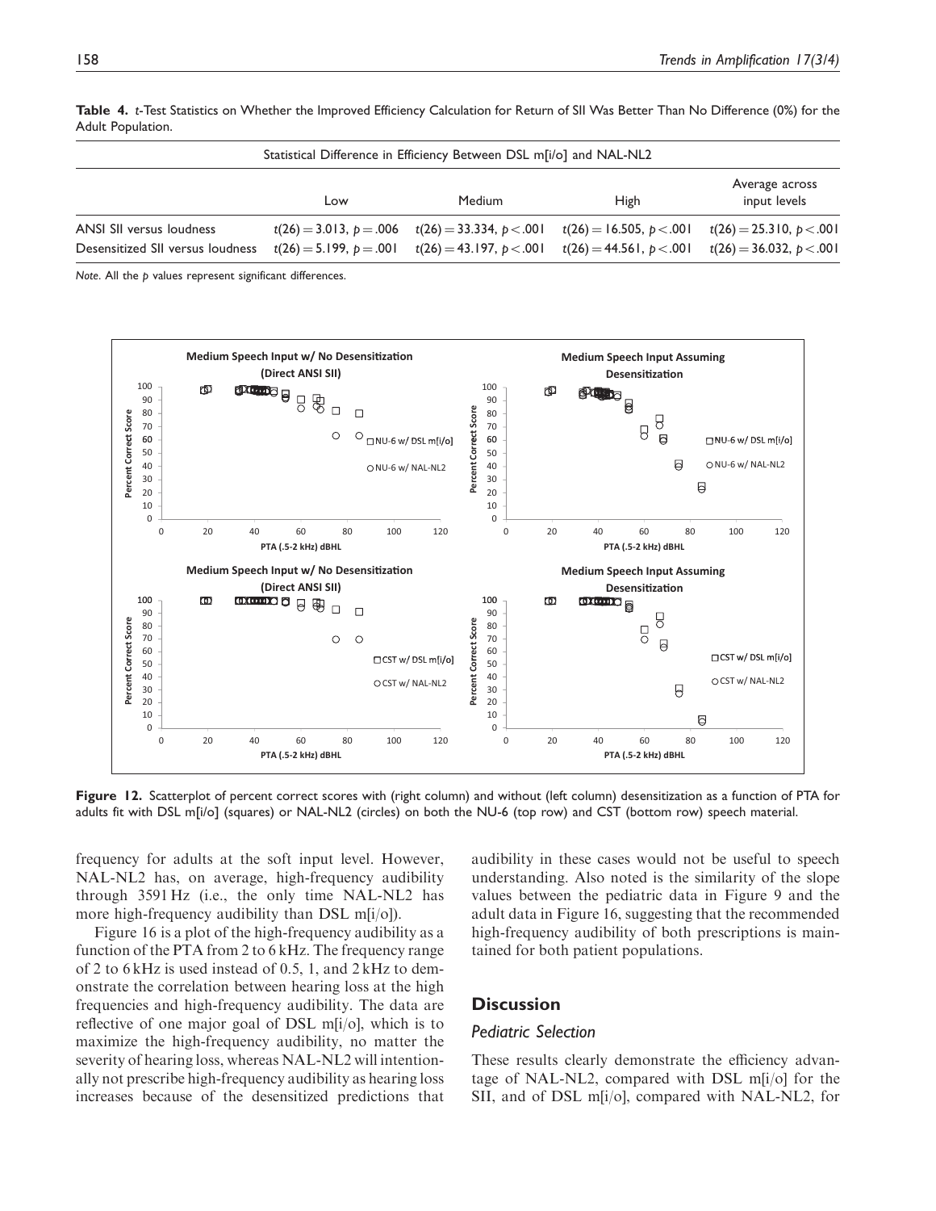**Table 4.** *t*-Test Statistics on Whether the Improved Efficiency Calculation for Return of SII Was Better Than No Difference (0%) for the Adult Population.

| Statistical Difference in Efficiency Between DSL m[i/o] and NAL-NL2 | | | | |
|---|---|---|---|---|
| | Low | Medium | High | Average across input levels |
| ANSI SII versus loudness | $t(26) = 3.013$, $p = .006$ | $t(26) = 33.334$, $p < .001$ | $t(26) = 16.505$, $p < .001$ | $t(26) = 25.310$, $p < .001$ |
| Desensitized SII versus loudness | $t(26) = 5.199$, $p = .001$ | $t(26) = 43.197$, $p < .001$ | $t(26) = 44.561$, $p < .001$ | $t(26) = 36.032$, $p < .001$ |

*Note.* All the *p* values represent significant differences.

**Figure 12.** Scatterplot of percent correct scores with (right column) and without (left column) desensitization as a function of PTA for adults fit with DSL m[i/o] (squares) or NAL-NL2 (circles) on both the NU-6 (top row) and CST (bottom row) speech material.

frequency for adults at the soft input level. However, NAL-NL2 has, on average, high-frequency audibility through 3591 Hz (i.e., the only time NAL-NL2 has more high-frequency audibility than DSL m[i/o]).

Figure 16 is a plot of the high-frequency audibility as a function of the PTA from 2 to 6 kHz. The frequency range of 2 to 6 kHz is used instead of 0.5, 1, and 2 kHz to demonstrate the correlation between hearing loss at the high frequencies and high-frequency audibility. The data are reflective of one major goal of DSL m[i/o], which is to maximize the high-frequency audibility, no matter the severity of hearing loss, whereas NAL-NL2 will intentionally not prescribe high-frequency audibility as hearing loss increases because of the desensitized predictions that audibility in these cases would not be useful to speech understanding. Also noted is the similarity of the slope values between the pediatric data in Figure 9 and the adult data in Figure 16, suggesting that the recommended high-frequency audibility of both prescriptions is maintained for both patient populations.

## Discussion

### *Pediatric Selection*

These results clearly demonstrate the efficiency advantage of NAL-NL2, compared with DSL m[i/o] for the SII, and of DSL m[i/o], compared with NAL-NL2, for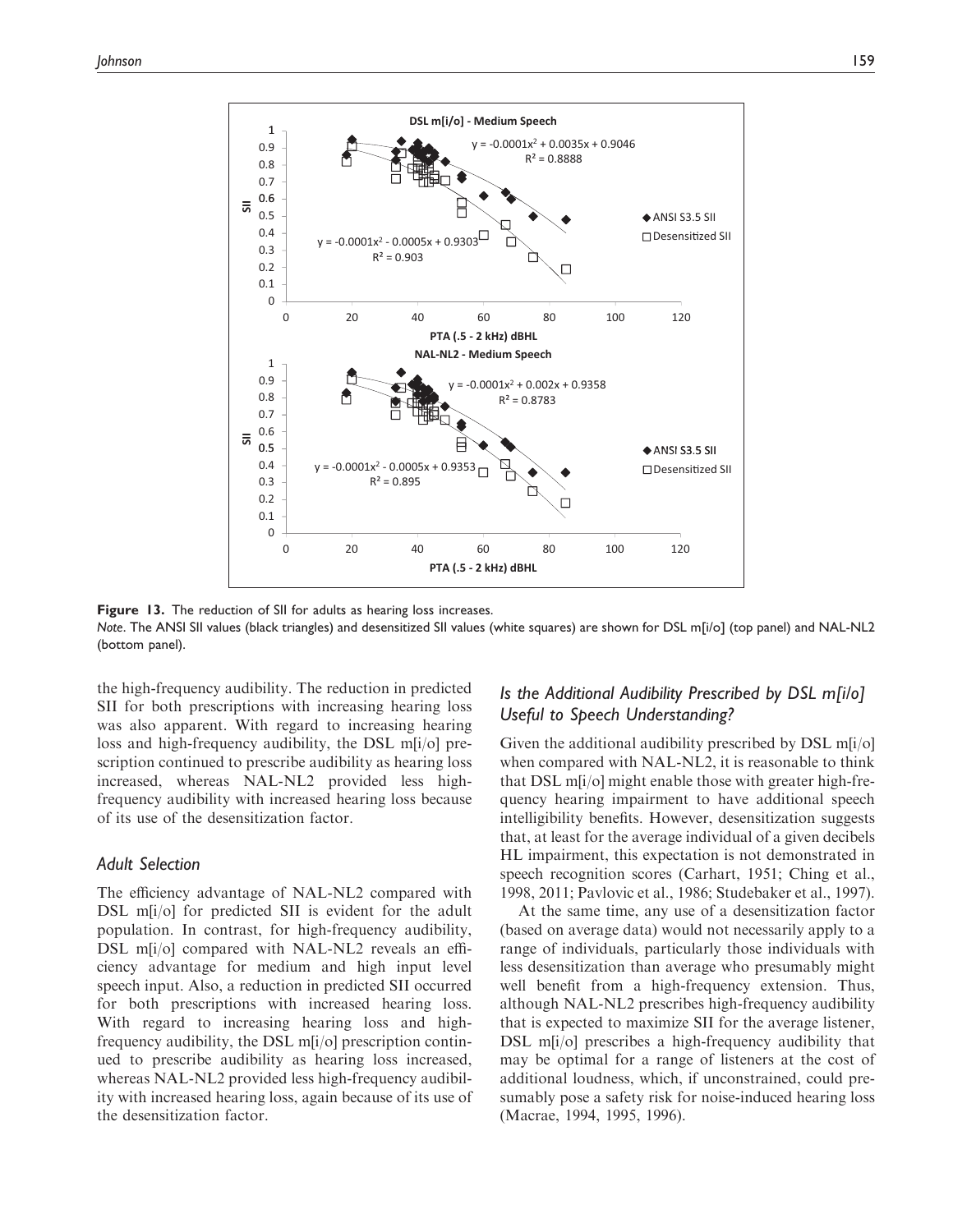**Figure 13.** The reduction of SII for adults as hearing loss increases.

*Note*. The ANSI SII values (black triangles) and desensitized SII values (white squares) are shown for DSL m[i/o] (top panel) and NAL-NL2 (bottom panel).

the high-frequency audibility. The reduction in predicted SII for both prescriptions with increasing hearing loss was also apparent. With regard to increasing hearing loss and high-frequency audibility, the DSL m[i/o] prescription continued to prescribe audibility as hearing loss increased, whereas NAL-NL2 provided less high-frequency audibility with increased hearing loss because of its use of the desensitization factor.

### Adult Selection

The efficiency advantage of NAL-NL2 compared with DSL m[i/o] for predicted SII is evident for the adult population. In contrast, for high-frequency audibility, DSL m[i/o] compared with NAL-NL2 reveals an efficiency advantage for medium and high input level speech input. Also, a reduction in predicted SII occurred for both prescriptions with increased hearing loss. With regard to increasing hearing loss and high-frequency audibility, the DSL m[i/o] prescription continued to prescribe audibility as hearing loss increased, whereas NAL-NL2 provided less high-frequency audibility with increased hearing loss, again because of its use of the desensitization factor.

## Is the Additional Audibility Prescribed by DSL m[i/o] Useful to Speech Understanding?

Given the additional audibility prescribed by DSL m[i/o] when compared with NAL-NL2, it is reasonable to think that DSL m[i/o] might enable those with greater high-frequency hearing impairment to have additional speech intelligibility benefits. However, desensitization suggests that, at least for the average individual of a given decibels HL impairment, this expectation is not demonstrated in speech recognition scores (Carhart, 1951; Ching et al., 1998, 2011; Pavlovic et al., 1986; Studebaker et al., 1997).

At the same time, any use of a desensitization factor (based on average data) would not necessarily apply to a range of individuals, particularly those individuals with less desensitization than average who presumably might well benefit from a high-frequency extension. Thus, although NAL-NL2 prescribes high-frequency audibility that is expected to maximize SII for the average listener, DSL m[i/o] prescribes a high-frequency audibility that may be optimal for a range of listeners at the cost of additional loudness, which, if unconstrained, could presumably pose a safety risk for noise-induced hearing loss (Macrae, 1994, 1995, 1996).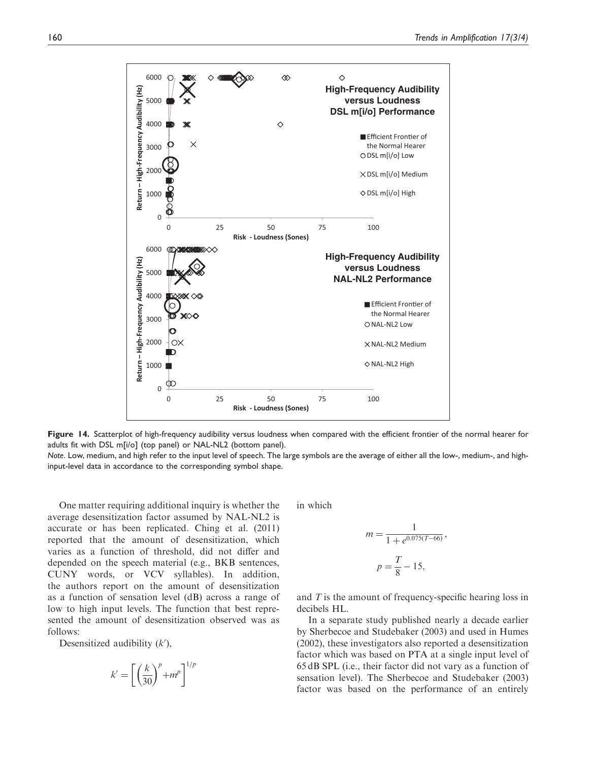**Figure 14.** Scatterplot of high-frequency audibility versus loudness when compared with the efficient frontier of the normal hearer for adults fit with DSL m[i/o] (top panel) or NAL-NL2 (bottom panel).

*Note*. Low, medium, and high refer to the input level of speech. The large symbols are the average of either all the low-, medium-, and high-input-level data in accordance to the corresponding symbol shape.

One matter requiring additional inquiry is whether the average desensitization factor assumed by NAL-NL2 is accurate or has been replicated. Ching et al. (2011) reported that the amount of desensitization, which varies as a function of threshold, did not differ and depended on the speech material (e.g., BKB sentences, CUNY words, or VCV syllables). In addition, the authors report on the amount of desensitization as a function of sensation level (dB) across a range of low to high input levels. The function that best represented the amount of desensitization observed was as follows:

Desensitized audibility ($k'$),

$$k' = \left[ \left( \frac{k}{30} \right)^p + m^p \right]^{1/p}$$

in which

$$m = \frac{1}{1 + e^{0.075(T-66)}},$$

$$p = \frac{T}{8} - 15,$$

and $T$ is the amount of frequency-specific hearing loss in decibels HL.

In a separate study published nearly a decade earlier by Sherbecoe and Studebaker (2003) and used in Humes (2002), these investigators also reported a desensitization factor which was based on PTA at a single input level of 65 dB SPL (i.e., their factor did not vary as a function of sensation level). The Sherbecoe and Studebaker (2003) factor was based on the performance of an entirely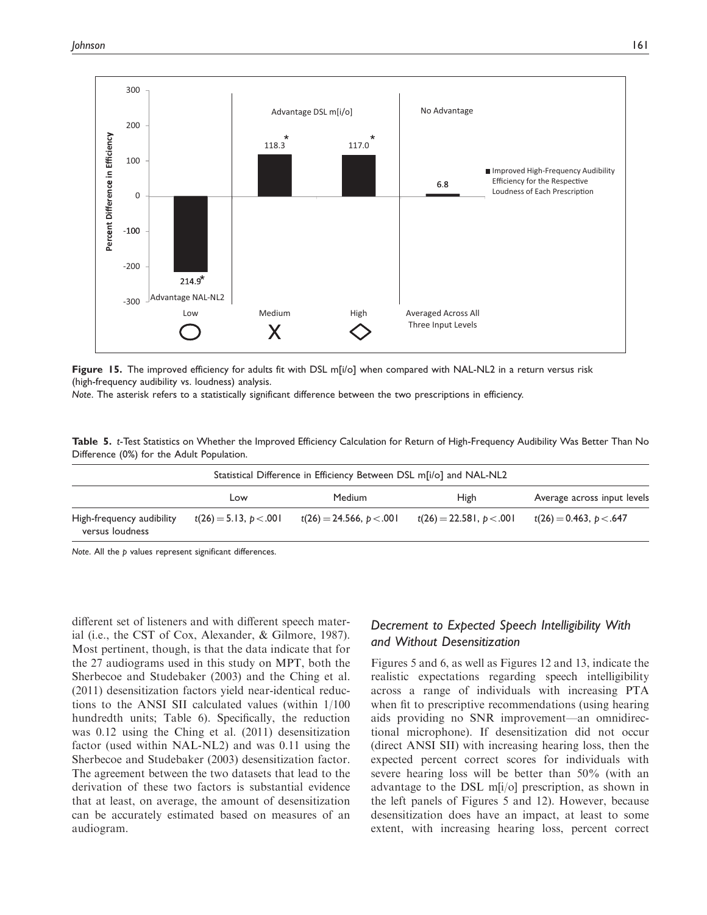**Figure 15.** The improved efficiency for adults fit with DSL m[i/o] when compared with NAL-NL2 in a return versus risk (high-frequency audibility vs. loudness) analysis.

*Note*. The asterisk refers to a statistically significant difference between the two prescriptions in efficiency.

**Table 5.** *t*-Test Statistics on Whether the Improved Efficiency Calculation for Return of High-Frequency Audibility Was Better Than No Difference (0%) for the Adult Population.

| | Statistical Difference in Efficiency Between DSL m[i/o] and NAL-NL2 | | | |
|---|---|---|---|---|
| | Low | Medium | High | Average across input levels |
| High-frequency audibility versus loudness | $t(26) = 5.13$, $p < .001$ | $t(26) = 24.566$, $p < .001$ | $t(26) = 22.581$, $p < .001$ | $t(26) = 0.463$, $p < .647$ |

*Note*. All the *p* values represent significant differences.

different set of listeners and with different speech material (i.e., the CST of Cox, Alexander, & Gilmore, 1987). Most pertinent, though, is that the data indicate that for the 27 audiograms used in this study on MPT, both the Sherbecoe and Studebaker (2003) and the Ching et al. (2011) desensitization factors yield near-identical reductions to the ANSI SII calculated values (within 1/100 hundredth units; Table 6). Specifically, the reduction was 0.12 using the Ching et al. (2011) desensitization factor (used within NAL-NL2) and was 0.11 using the Sherbecoe and Studebaker (2003) desensitization factor. The agreement between the two datasets that lead to the derivation of these two factors is substantial evidence that at least, on average, the amount of desensitization can be accurately estimated based on measures of an audiogram.

## *Decrement to Expected Speech Intelligibility With and Without Desensitization*

Figures 5 and 6, as well as Figures 12 and 13, indicate the realistic expectations regarding speech intelligibility across a range of individuals with increasing PTA when fit to prescriptive recommendations (using hearing aids providing no SNR improvement—an omnidirectional microphone). If desensitization did not occur (direct ANSI SII) with increasing hearing loss, then the expected percent correct scores for individuals with severe hearing loss will be better than 50% (with an advantage to the DSL m[i/o] prescription, as shown in the left panels of Figures 5 and 12). However, because desensitization does have an impact, at least to some extent, with increasing hearing loss, percent correct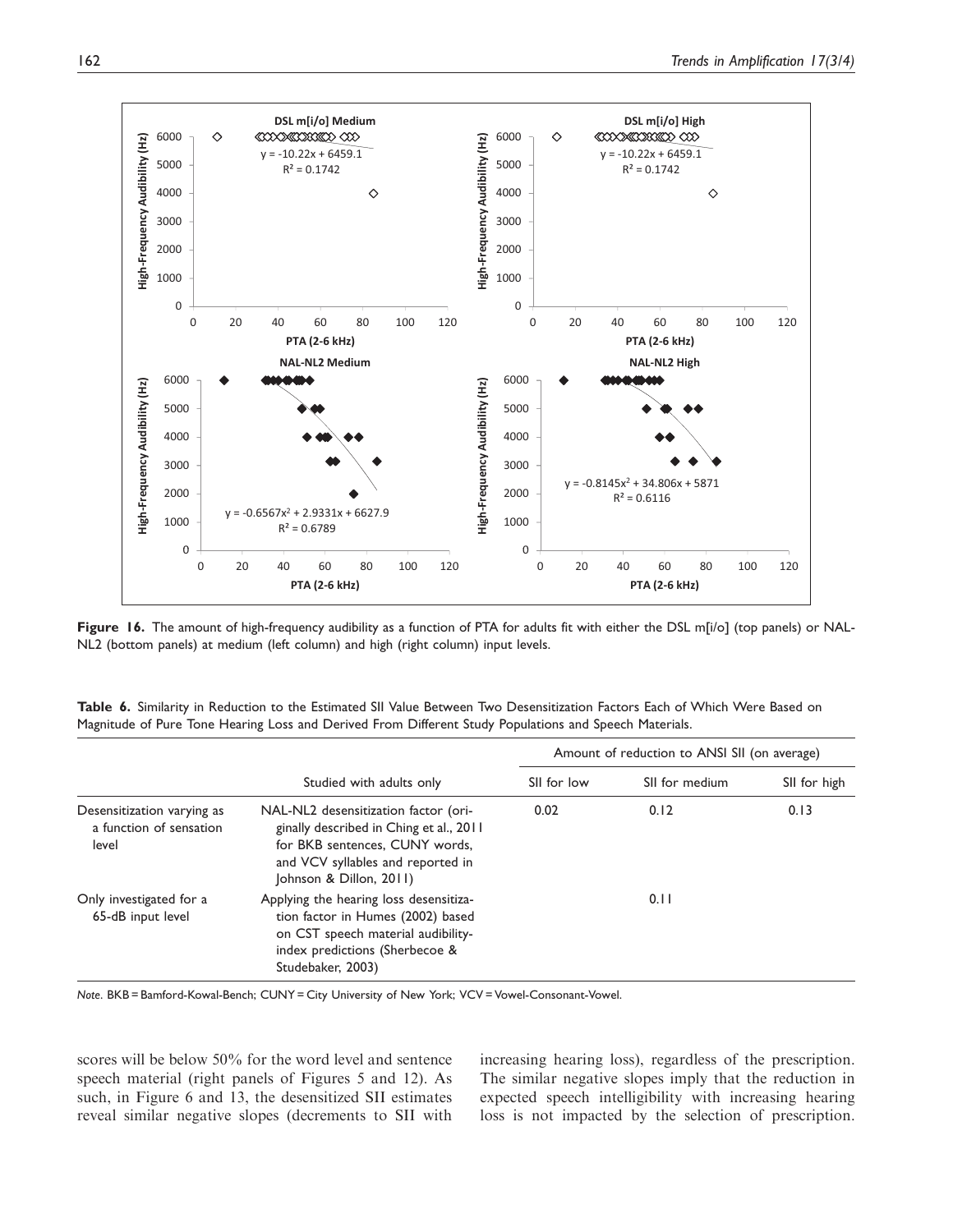**Figure 16.** The amount of high-frequency audibility as a function of PTA for adults fit with either the DSL m[i/o] (top panels) or NAL-NL2 (bottom panels) at medium (left column) and high (right column) input levels.

**Table 6.** Similarity in Reduction to the Estimated SII Value Between Two Desensitization Factors Each of Which Were Based on Magnitude of Pure Tone Hearing Loss and Derived From Different Study Populations and Speech Materials.

| | Studied with adults only | Amount of reduction to ANSI SII (on average) | | |
|---|---|---|---|---|
| | | SII for low | SII for medium | SII for high |
| Desensitization varying as a function of sensation level | NAL-NL2 desensitization factor (originally described in Ching et al., 2011 for BKB sentences, CUNY words, and VCV syllables and reported in Johnson & Dillon, 2011) | 0.02 | 0.12 | 0.13 |
| Only investigated for a 65-dB input level | Applying the hearing loss desensitization factor in Humes (2002) based on CST speech material audibility-index predictions (Sherbecoe & Studebaker, 2003) | | 0.11 | |

*Note.* BKB = Bamford-Kowal-Bench; CUNY = City University of New York; VCV = Vowel-Consonant-Vowel.

scores will be below 50% for the word level and sentence speech material (right panels of Figures 5 and 12). As such, in Figure 6 and 13, the desensitized SII estimates reveal similar negative slopes (decrements to SII with increasing hearing loss), regardless of the prescription. The similar negative slopes imply that the reduction in expected speech intelligibility with increasing hearing loss is not impacted by the selection of prescription.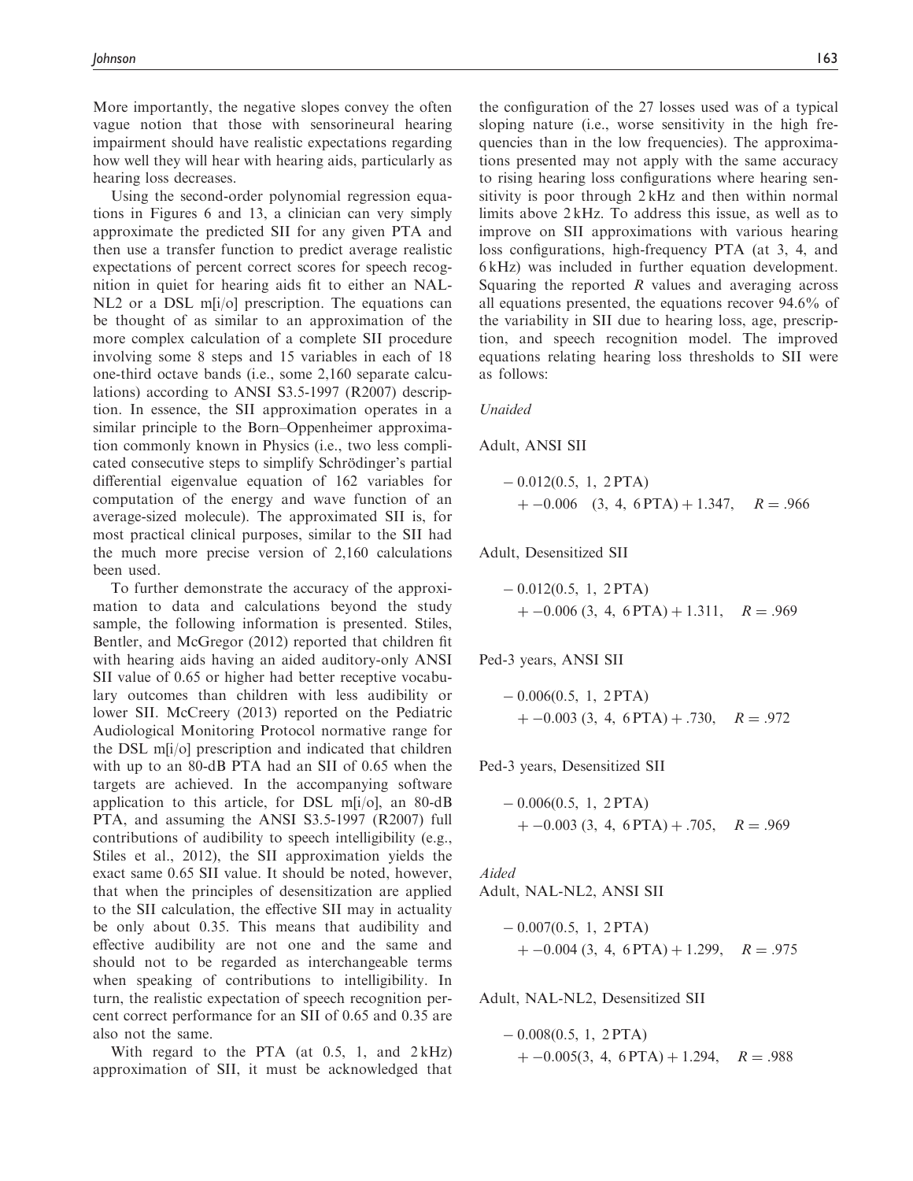More importantly, the negative slopes convey the often vague notion that those with sensorineural hearing impairment should have realistic expectations regarding how well they will hear with hearing aids, particularly as hearing loss decreases.

Using the second-order polynomial regression equations in Figures 6 and 13, a clinician can very simply approximate the predicted SII for any given PTA and then use a transfer function to predict average realistic expectations of percent correct scores for speech recognition in quiet for hearing aids fit to either an NAL-NL2 or a DSL m[i/o] prescription. The equations can be thought of as similar to an approximation of the more complex calculation of a complete SII procedure involving some 8 steps and 15 variables in each of 18 one-third octave bands (i.e., some 2,160 separate calculations) according to ANSI S3.5-1997 (R2007) description. In essence, the SII approximation operates in a similar principle to the Born–Oppenheimer approximation commonly known in Physics (i.e., two less complicated consecutive steps to simplify Schrödinger's partial differential eigenvalue equation of 162 variables for computation of the energy and wave function of an average-sized molecule). The approximated SII is, for most practical clinical purposes, similar to the SII had the much more precise version of 2,160 calculations been used.

To further demonstrate the accuracy of the approximation to data and calculations beyond the study sample, the following information is presented. Stiles, Bentler, and McGregor (2012) reported that children fit with hearing aids having an aided auditory-only ANSI SII value of 0.65 or higher had better receptive vocabulary outcomes than children with less audibility or lower SII. McCreery (2013) reported on the Pediatric Audiological Monitoring Protocol normative range for the DSL m[i/o] prescription and indicated that children with up to an 80-dB PTA had an SII of 0.65 when the targets are achieved. In the accompanying software application to this article, for DSL m[i/o], an 80-dB PTA, and assuming the ANSI S3.5-1997 (R2007) full contributions of audibility to speech intelligibility (e.g., Stiles et al., 2012), the SII approximation yields the exact same 0.65 SII value. It should be noted, however, that when the principles of desensitization are applied to the SII calculation, the effective SII may in actuality be only about 0.35. This means that audibility and effective audibility are not one and the same and should not to be regarded as interchangeable terms when speaking of contributions to intelligibility. In turn, the realistic expectation of speech recognition percent correct performance for an SII of 0.65 and 0.35 are also not the same.

With regard to the PTA (at 0.5, 1, and 2 kHz) approximation of SII, it must be acknowledged that the configuration of the 27 losses used was of a typical sloping nature (i.e., worse sensitivity in the high frequencies than in the low frequencies). The approximations presented may not apply with the same accuracy to rising hearing loss configurations where hearing sensitivity is poor through 2 kHz and then within normal limits above 2 kHz. To address this issue, as well as to improve on SII approximations with various hearing loss configurations, high-frequency PTA (at 3, 4, and 6 kHz) was included in further equation development. Squaring the reported $R$ values and averaging across all equations presented, the equations recover 94.6% of the variability in SII due to hearing loss, age, prescription, and speech recognition model. The improved equations relating hearing loss thresholds to SII were as follows:

*Unaided*

Adult, ANSI SII

$$-0.012(0.5,\ 1,\ 2\,\text{PTA}) + -0.006\ \ (3,\ 4,\ 6\,\text{PTA}) + 1.347, \quad R = .966$$

Adult, Desensitized SII

$$-0.012(0.5,\ 1,\ 2\,\text{PTA}) + -0.006\ (3,\ 4,\ 6\,\text{PTA}) + 1.311, \quad R = .969$$

Ped-3 years, ANSI SII

$$-0.006(0.5,\ 1,\ 2\,\text{PTA}) + -0.003\ (3,\ 4,\ 6\,\text{PTA}) + .730, \quad R = .972$$

Ped-3 years, Desensitized SII

$$-0.006(0.5,\ 1,\ 2\,\text{PTA}) + -0.003\ (3,\ 4,\ 6\,\text{PTA}) + .705, \quad R = .969$$

*Aided*

Adult, NAL-NL2, ANSI SII

$$-0.007(0.5,\ 1,\ 2\,\text{PTA}) + -0.004\ (3,\ 4,\ 6\,\text{PTA}) + 1.299, \quad R = .975$$

Adult, NAL-NL2, Desensitized SII

$$-0.008(0.5,\ 1,\ 2\,\text{PTA}) + -0.005(3,\ 4,\ 6\,\text{PTA}) + 1.294, \quad R = .988$$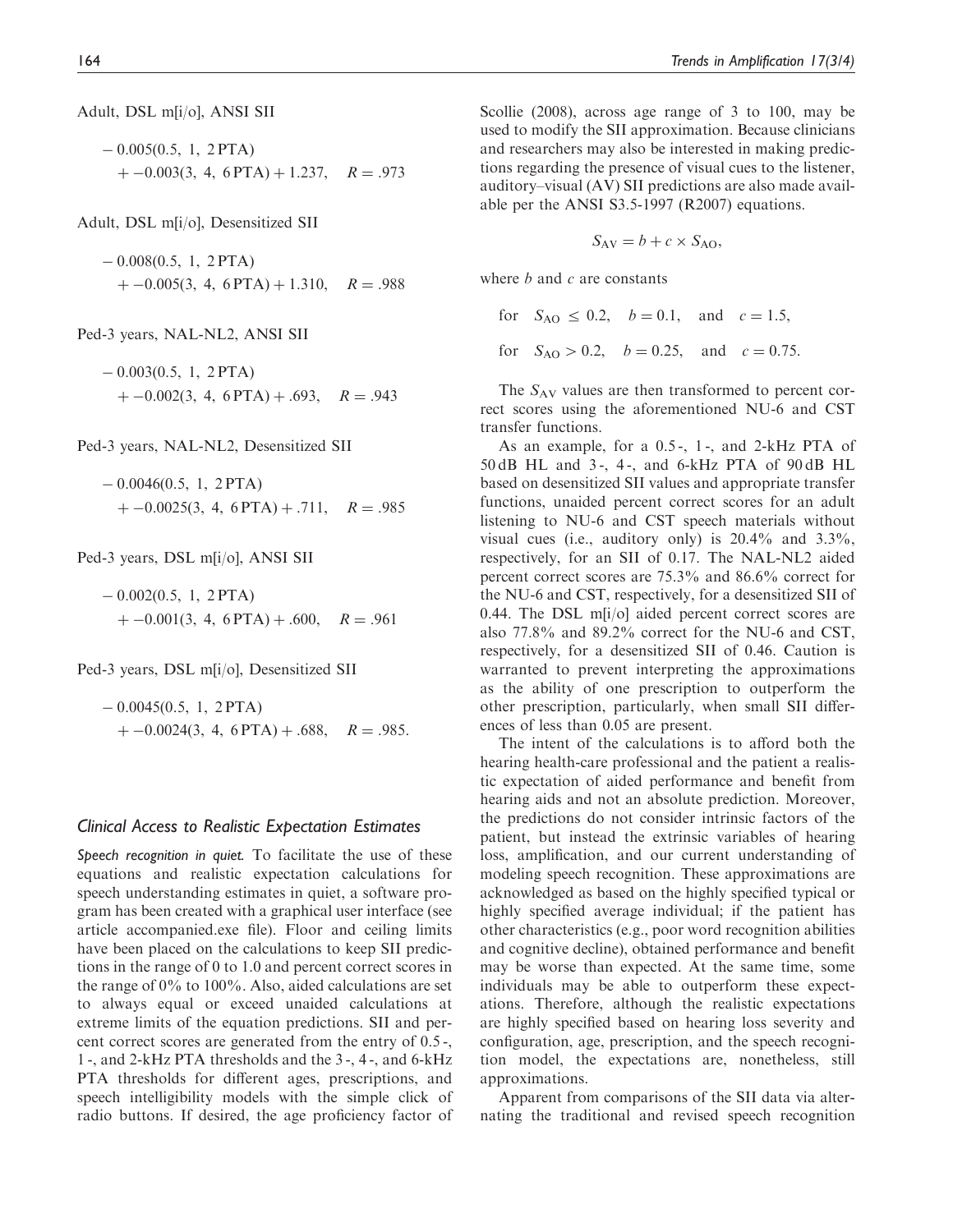Adult, DSL m[i/o], ANSI SII

$$-0.005(0.5,\ 1,\ 2\,\text{PTA}) + -0.003(3,\ 4,\ 6\,\text{PTA}) + 1.237, \quad R = .973$$

Adult, DSL m[i/o], Desensitized SII

$$-0.008(0.5,\ 1,\ 2\,\text{PTA}) + -0.005(3,\ 4,\ 6\,\text{PTA}) + 1.310, \quad R = .988$$

Ped-3 years, NAL-NL2, ANSI SII

$$-0.003(0.5,\ 1,\ 2\,\text{PTA}) + -0.002(3,\ 4,\ 6\,\text{PTA}) + .693, \quad R = .943$$

Ped-3 years, NAL-NL2, Desensitized SII

$$-0.0046(0.5,\ 1,\ 2\,\text{PTA}) + -0.0025(3,\ 4,\ 6\,\text{PTA}) + .711, \quad R = .985$$

Ped-3 years, DSL m[i/o], ANSI SII

$$-0.002(0.5,\ 1,\ 2\,\text{PTA}) + -0.001(3,\ 4,\ 6\,\text{PTA}) + .600, \quad R = .961$$

Ped-3 years, DSL m[i/o], Desensitized SII

$$-0.0045(0.5,\ 1,\ 2\,\text{PTA}) + -0.0024(3,\ 4,\ 6\,\text{PTA}) + .688, \quad R = .985.$$

### *Clinical Access to Realistic Expectation Estimates*

*Speech recognition in quiet.* To facilitate the use of these equations and realistic expectation calculations for speech understanding estimates in quiet, a software program has been created with a graphical user interface (see article accompanied.exe file). Floor and ceiling limits have been placed on the calculations to keep SII predictions in the range of 0 to 1.0 and percent correct scores in the range of 0% to 100%. Also, aided calculations are set to always equal or exceed unaided calculations at extreme limits of the equation predictions. SII and percent correct scores are generated from the entry of 0.5-, 1-, and 2-kHz PTA thresholds and the 3-, 4-, and 6-kHz PTA thresholds for different ages, prescriptions, and speech intelligibility models with the simple click of radio buttons. If desired, the age proficiency factor of Scollie (2008), across age range of 3 to 100, may be used to modify the SII approximation. Because clinicians and researchers may also be interested in making predictions regarding the presence of visual cues to the listener, auditory–visual (AV) SII predictions are also made available per the ANSI S3.5-1997 (R2007) equations.

$$S_{AV} = b + c \times S_{AO},$$

where $b$ and $c$ are constants

$$\text{for} \quad S_{AO} \leq 0.2, \quad b = 0.1, \quad \text{and} \quad c = 1.5,$$

$$\text{for} \quad S_{AO} > 0.2, \quad b = 0.25, \quad \text{and} \quad c = 0.75.$$

The $S_{AV}$ values are then transformed to percent correct scores using the aforementioned NU-6 and CST transfer functions.

As an example, for a 0.5-, 1-, and 2-kHz PTA of 50 dB HL and 3-, 4-, and 6-kHz PTA of 90 dB HL based on desensitized SII values and appropriate transfer functions, unaided percent correct scores for an adult listening to NU-6 and CST speech materials without visual cues (i.e., auditory only) is 20.4% and 3.3%, respectively, for an SII of 0.17. The NAL-NL2 aided percent correct scores are 75.3% and 86.6% correct for the NU-6 and CST, respectively, for a desensitized SII of 0.44. The DSL m[i/o] aided percent correct scores are also 77.8% and 89.2% correct for the NU-6 and CST, respectively, for a desensitized SII of 0.46. Caution is warranted to prevent interpreting the approximations as the ability of one prescription to outperform the other prescription, particularly, when small SII differences of less than 0.05 are present.

The intent of the calculations is to afford both the hearing health-care professional and the patient a realistic expectation of aided performance and benefit from hearing aids and not an absolute prediction. Moreover, the predictions do not consider intrinsic factors of the patient, but instead the extrinsic variables of hearing loss, amplification, and our current understanding of modeling speech recognition. These approximations are acknowledged as based on the highly specified typical or highly specified average individual; if the patient has other characteristics (e.g., poor word recognition abilities and cognitive decline), obtained performance and benefit may be worse than expected. At the same time, some individuals may be able to outperform these expectations. Therefore, although the realistic expectations are highly specified based on hearing loss severity and configuration, age, prescription, and the speech recognition model, the expectations are, nonetheless, still approximations.

Apparent from comparisons of the SII data via alternating the traditional and revised speech recognition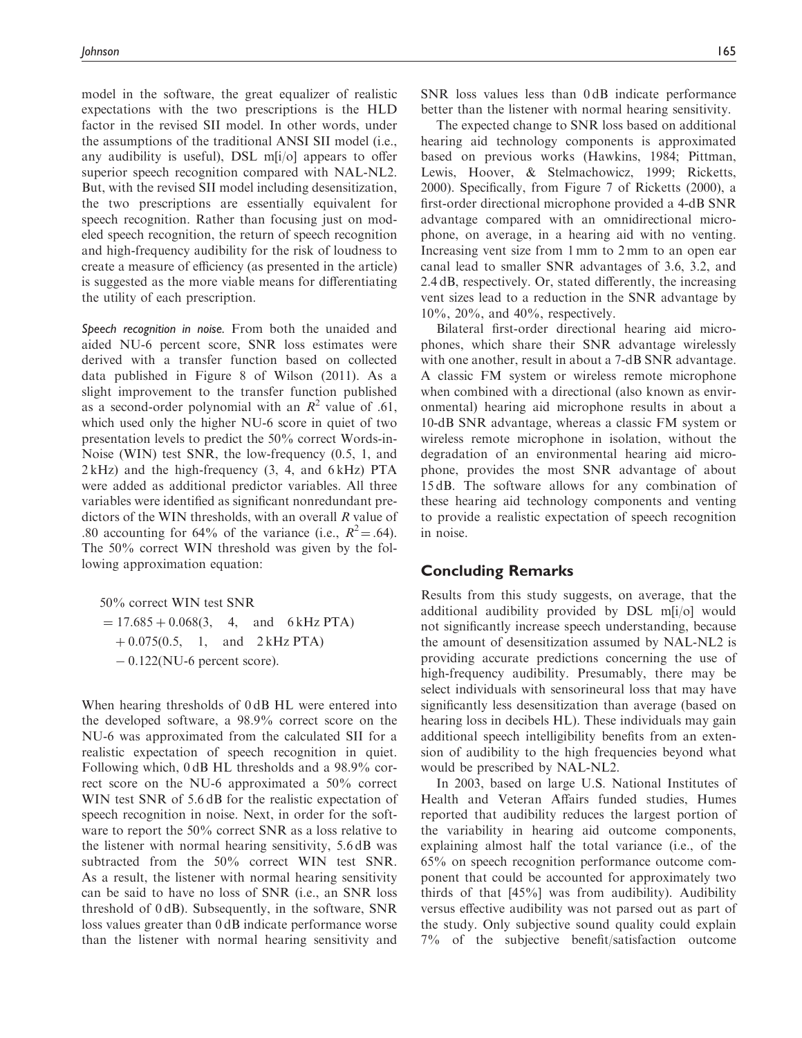model in the software, the great equalizer of realistic expectations with the two prescriptions is the HLD factor in the revised SII model. In other words, under the assumptions of the traditional ANSI SII model (i.e., any audibility is useful), DSL m[i/o] appears to offer superior speech recognition compared with NAL-NL2. But, with the revised SII model including desensitization, the two prescriptions are essentially equivalent for speech recognition. Rather than focusing just on modeled speech recognition, the return of speech recognition and high-frequency audibility for the risk of loudness to create a measure of efficiency (as presented in the article) is suggested as the more viable means for differentiating the utility of each prescription.

*Speech recognition in noise.* From both the unaided and aided NU-6 percent score, SNR loss estimates were derived with a transfer function based on collected data published in Figure 8 of Wilson (2011). As a slight improvement to the transfer function published as a second-order polynomial with an $R^2$ value of .61, which used only the higher NU-6 score in quiet of two presentation levels to predict the 50% correct Words-in-Noise (WIN) test SNR, the low-frequency (0.5, 1, and 2 kHz) and the high-frequency (3, 4, and 6 kHz) PTA were added as additional predictor variables. All three variables were identified as significant nonredundant predictors of the WIN thresholds, with an overall $R$ value of .80 accounting for 64% of the variance (i.e., $R^2 = .64$). The 50% correct WIN threshold was given by the following approximation equation:

$$\begin{aligned}
&\text{50\% correct WIN test SNR} \\
&= 17.685 + 0.068(3,\ 4,\ \text{and}\ 6\,\text{kHz PTA}) \\
&\quad + 0.075(0.5,\ 1,\ \text{and}\ 2\,\text{kHz PTA}) \\
&\quad - 0.122(\text{NU-6 percent score}).
\end{aligned}$$

When hearing thresholds of 0 dB HL were entered into the developed software, a 98.9% correct score on the NU-6 was approximated from the calculated SII for a realistic expectation of speech recognition in quiet. Following which, 0 dB HL thresholds and a 98.9% correct score on the NU-6 approximated a 50% correct WIN test SNR of 5.6 dB for the realistic expectation of speech recognition in noise. Next, in order for the software to report the 50% correct SNR as a loss relative to the listener with normal hearing sensitivity, 5.6 dB was subtracted from the 50% correct WIN test SNR. As a result, the listener with normal hearing sensitivity can be said to have no loss of SNR (i.e., an SNR loss threshold of 0 dB). Subsequently, in the software, SNR loss values greater than 0 dB indicate performance worse than the listener with normal hearing sensitivity and SNR loss values less than 0 dB indicate performance better than the listener with normal hearing sensitivity.

The expected change to SNR loss based on additional hearing aid technology components is approximated based on previous works (Hawkins, 1984; Pittman, Lewis, Hoover, & Stelmachowicz, 1999; Ricketts, 2000). Specifically, from Figure 7 of Ricketts (2000), a first-order directional microphone provided a 4-dB SNR advantage compared with an omnidirectional microphone, on average, in a hearing aid with no venting. Increasing vent size from 1 mm to 2 mm to an open ear canal lead to smaller SNR advantages of 3.6, 3.2, and 2.4 dB, respectively. Or, stated differently, the increasing vent sizes lead to a reduction in the SNR advantage by 10%, 20%, and 40%, respectively.

Bilateral first-order directional hearing aid microphones, which share their SNR advantage wirelessly with one another, result in about a 7-dB SNR advantage. A classic FM system or wireless remote microphone when combined with a directional (also known as environmental) hearing aid microphone results in about a 10-dB SNR advantage, whereas a classic FM system or wireless remote microphone in isolation, without the degradation of an environmental hearing aid microphone, provides the most SNR advantage of about 15 dB. The software allows for any combination of these hearing aid technology components and venting to provide a realistic expectation of speech recognition in noise.

## Concluding Remarks

Results from this study suggests, on average, that the additional audibility provided by DSL m[i/o] would not significantly increase speech understanding, because the amount of desensitization assumed by NAL-NL2 is providing accurate predictions concerning the use of high-frequency audibility. Presumably, there may be select individuals with sensorineural loss that may have significantly less desensitization than average (based on hearing loss in decibels HL). These individuals may gain additional speech intelligibility benefits from an extension of audibility to the high frequencies beyond what would be prescribed by NAL-NL2.

In 2003, based on large U.S. National Institutes of Health and Veteran Affairs funded studies, Humes reported that audibility reduces the largest portion of the variability in hearing aid outcome components, explaining almost half the total variance (i.e., of the 65% on speech recognition performance outcome component that could be accounted for approximately two thirds of that [45%] was from audibility). Audibility versus effective audibility was not parsed out as part of the study. Only subjective sound quality could explain 7% of the subjective benefit/satisfaction outcome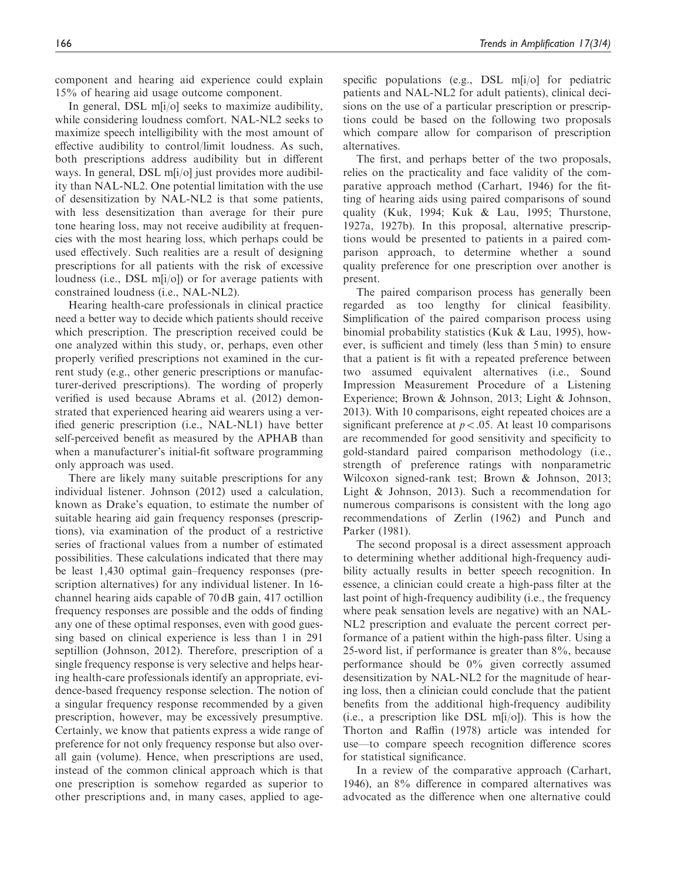component and hearing aid experience could explain 15% of hearing aid usage outcome component.

In general, DSL m[i/o] seeks to maximize audibility, while considering loudness comfort. NAL-NL2 seeks to maximize speech intelligibility with the most amount of effective audibility to control/limit loudness. As such, both prescriptions address audibility but in different ways. In general, DSL m[i/o] just provides more audibility than NAL-NL2. One potential limitation with the use of desensitization by NAL-NL2 is that some patients, with less desensitization than average for their pure tone hearing loss, may not receive audibility at frequencies with the most hearing loss, which perhaps could be used effectively. Such realities are a result of designing prescriptions for all patients with the risk of excessive loudness (i.e., DSL m[i/o]) or for average patients with constrained loudness (i.e., NAL-NL2).

Hearing health-care professionals in clinical practice need a better way to decide which patients should receive which prescription. The prescription received could be one analyzed within this study, or, perhaps, even other properly verified prescriptions not examined in the current study (e.g., other generic prescriptions or manufacturer-derived prescriptions). The wording of properly verified is used because Abrams et al. (2012) demonstrated that experienced hearing aid wearers using a verified generic prescription (i.e., NAL-NL1) have better self-perceived benefit as measured by the APHAB than when a manufacturer's initial-fit software programming only approach was used.

There are likely many suitable prescriptions for any individual listener. Johnson (2012) used a calculation, known as Drake's equation, to estimate the number of suitable hearing aid gain frequency responses (prescriptions), via examination of the product of a restrictive series of fractional values from a number of estimated possibilities. These calculations indicated that there may be least 1,430 optimal gain–frequency responses (prescription alternatives) for any individual listener. In 16-channel hearing aids capable of 70 dB gain, 417 octillion frequency responses are possible and the odds of finding any one of these optimal responses, even with good guessing based on clinical experience is less than 1 in 291 septillion (Johnson, 2012). Therefore, prescription of a single frequency response is very selective and helps hearing health-care professionals identify an appropriate, evidence-based frequency response selection. The notion of a singular frequency response recommended by a given prescription, however, may be excessively presumptive. Certainly, we know that patients express a wide range of preference for not only frequency response but also overall gain (volume). Hence, when prescriptions are used, instead of the common clinical approach which is that one prescription is somehow regarded as superior to other prescriptions and, in many cases, applied to age-specific populations (e.g., DSL m[i/o] for pediatric patients and NAL-NL2 for adult patients), clinical decisions on the use of a particular prescription or prescriptions could be based on the following two proposals which compare allow for comparison of prescription alternatives.

The first, and perhaps better of the two proposals, relies on the practicality and face validity of the comparative approach method (Carhart, 1946) for the fitting of hearing aids using paired comparisons of sound quality (Kuk, 1994; Kuk & Lau, 1995; Thurstone, 1927a, 1927b). In this proposal, alternative prescriptions would be presented to patients in a paired comparison approach, to determine whether a sound quality preference for one prescription over another is present.

The paired comparison process has generally been regarded as too lengthy for clinical feasibility. Simplification of the paired comparison process using binomial probability statistics (Kuk & Lau, 1995), however, is sufficient and timely (less than 5 min) to ensure that a patient is fit with a repeated preference between two assumed equivalent alternatives (i.e., Sound Impression Measurement Procedure of a Listening Experience; Brown & Johnson, 2013; Light & Johnson, 2013). With 10 comparisons, eight repeated choices are a significant preference at $p < .05$. At least 10 comparisons are recommended for good sensitivity and specificity to gold-standard paired comparison methodology (i.e., strength of preference ratings with nonparametric Wilcoxon signed-rank test; Brown & Johnson, 2013; Light & Johnson, 2013). Such a recommendation for numerous comparisons is consistent with the long ago recommendations of Zerlin (1962) and Punch and Parker (1981).

The second proposal is a direct assessment approach to determining whether additional high-frequency audibility actually results in better speech recognition. In essence, a clinician could create a high-pass filter at the last point of high-frequency audibility (i.e., the frequency where peak sensation levels are negative) with an NAL-NL2 prescription and evaluate the percent correct performance of a patient within the high-pass filter. Using a 25-word list, if performance is greater than 8%, because performance should be 0% given correctly assumed desensitization by NAL-NL2 for the magnitude of hearing loss, then a clinician could conclude that the patient benefits from the additional high-frequency audibility (i.e., a prescription like DSL m[i/o]). This is how the Thorton and Raffin (1978) article was intended for use—to compare speech recognition difference scores for statistical significance.

In a review of the comparative approach (Carhart, 1946), an 8% difference in compared alternatives was advocated as the difference when one alternative could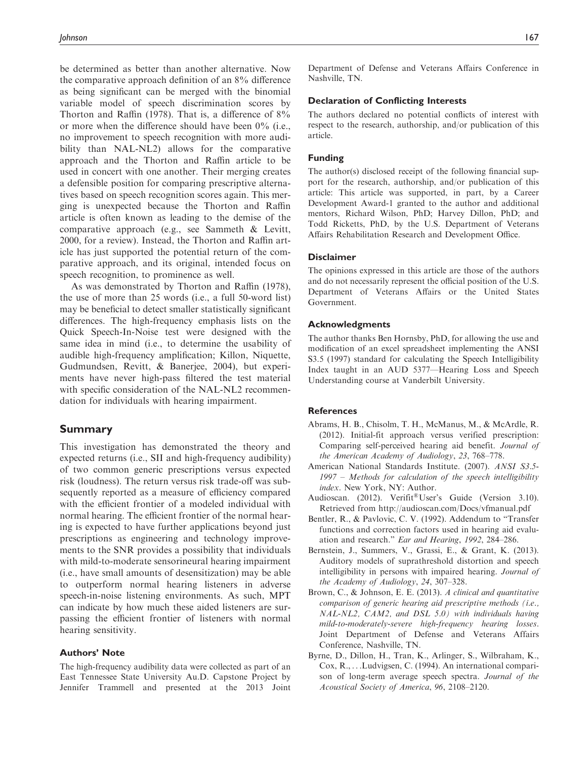be determined as better than another alternative. Now the comparative approach definition of an 8% difference as being significant can be merged with the binomial variable model of speech discrimination scores by Thorton and Raffin (1978). That is, a difference of 8% or more when the difference should have been 0% (i.e., no improvement to speech recognition with more audibility than NAL-NL2) allows for the comparative approach and the Thorton and Raffin article to be used in concert with one another. Their merging creates a defensible position for comparing prescriptive alternatives based on speech recognition scores again. This merging is unexpected because the Thorton and Raffin article is often known as leading to the demise of the comparative approach (e.g., see Sammeth & Levitt, 2000, for a review). Instead, the Thorton and Raffin article has just supported the potential return of the comparative approach, and its original, intended focus on speech recognition, to prominence as well.

As was demonstrated by Thorton and Raffin (1978), the use of more than 25 words (i.e., a full 50-word list) may be beneficial to detect smaller statistically significant differences. The high-frequency emphasis lists on the Quick Speech-In-Noise test were designed with the same idea in mind (i.e., to determine the usability of audible high-frequency amplification; Killon, Niquette, Gudmundsen, Revitt, & Banerjee, 2004), but experiments have never high-pass filtered the test material with specific consideration of the NAL-NL2 recommendation for individuals with hearing impairment.

## Summary

This investigation has demonstrated the theory and expected returns (i.e., SII and high-frequency audibility) of two common generic prescriptions versus expected risk (loudness). The return versus risk trade-off was subsequently reported as a measure of efficiency compared with the efficient frontier of a modeled individual with normal hearing. The efficient frontier of the normal hearing is expected to have further applications beyond just prescriptions as engineering and technology improvements to the SNR provides a possibility that individuals with mild-to-moderate sensorineural hearing impairment (i.e., have small amounts of desensitization) may be able to outperform normal hearing listeners in adverse speech-in-noise listening environments. As such, MPT can indicate by how much these aided listeners are surpassing the efficient frontier of listeners with normal hearing sensitivity.

### Authors' Note

The high-frequency audibility data were collected as part of an East Tennessee State University Au.D. Capstone Project by Jennifer Trammell and presented at the 2013 Joint Department of Defense and Veterans Affairs Conference in Nashville, TN.

### Declaration of Conflicting Interests

The authors declared no potential conflicts of interest with respect to the research, authorship, and/or publication of this article.

### Funding

The author(s) disclosed receipt of the following financial support for the research, authorship, and/or publication of this article: This article was supported, in part, by a Career Development Award-1 granted to the author and additional mentors, Richard Wilson, PhD; Harvey Dillon, PhD; and Todd Ricketts, PhD, by the U.S. Department of Veterans Affairs Rehabilitation Research and Development Office.

### Disclaimer

The opinions expressed in this article are those of the authors and do not necessarily represent the official position of the U.S. Department of Veterans Affairs or the United States Government.

### Acknowledgments

The author thanks Ben Hornsby, PhD, for allowing the use and modification of an excel spreadsheet implementing the ANSI S3.5 (1997) standard for calculating the Speech Intelligibility Index taught in an AUD 5377—Hearing Loss and Speech Understanding course at Vanderbilt University.

### References

Abrams, H. B., Chisolm, T. H., McManus, M., & McArdle, R. (2012). Initial-fit approach versus verified prescription: Comparing self-perceived hearing aid benefit. *Journal of the American Academy of Audiology*, *23*, 768–778.

American National Standards Institute. (2007). *ANSI S3.5-1997 – Methods for calculation of the speech intelligibility index*. New York, NY: Author.

Audioscan. (2012). Verifit® User's Guide (Version 3.10). Retrieved from http://audioscan.com/Docs/vfmanual.pdf

Bentler, R., & Pavlovic, C. V. (1992). Addendum to "Transfer functions and correction factors used in hearing aid evaluation and research." *Ear and Hearing*, *1992*, 284–286.

Bernstein, J., Summers, V., Grassi, E., & Grant, K. (2013). Auditory models of suprathreshold distortion and speech intelligibility in persons with impaired hearing. *Journal of the Academy of Audiology*, *24*, 307–328.

Brown, C., & Johnson, E. E. (2013). *A clinical and quantitative comparison of generic hearing aid prescriptive methods (i.e., NAL-NL2, CAM2, and DSL 5.0) with individuals having mild-to-moderately-severe high-frequency hearing losses*. Joint Department of Defense and Veterans Affairs Conference, Nashville, TN.

Byrne, D., Dillon, H., Tran, K., Arlinger, S., Wilbraham, K., Cox, R., ...Ludvigsen, C. (1994). An international comparison of long-term average speech spectra. *Journal of the Acoustical Society of America*, *96*, 2108–2120.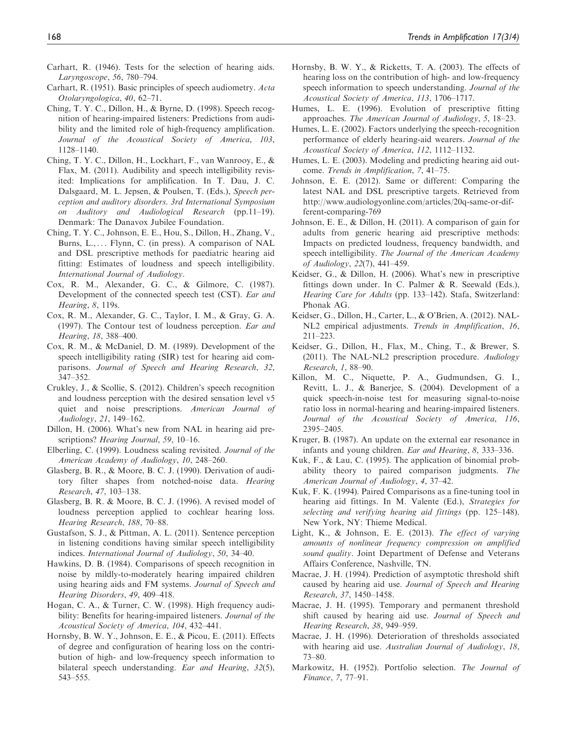Carhart, R. (1946). Tests for the selection of hearing aids. *Laryngoscope*, *56*, 780–794.

Carhart, R. (1951). Basic principles of speech audiometry. *Acta Otolaryngologica*, *40*, 62–71.

Ching, T. Y. C., Dillon, H., & Byrne, D. (1998). Speech recognition of hearing-impaired listeners: Predictions from audibility and the limited role of high-frequency amplification. *Journal of the Acoustical Society of America*, *103*, 1128–1140.

Ching, T. Y. C., Dillon, H., Lockhart, F., van Wanrooy, E., & Flax, M. (2011). Audibility and speech intelligibility revisited: Implications for amplification. In T. Dau, J. C. Dalsgaard, M. L. Jepsen, & Poulsen, T. (Eds.), *Speech perception and auditory disorders. 3rd International Symposium on Auditory and Audiological Research* (pp.11–19). Denmark: The Danavox Jubilee Foundation.

Ching, T. Y. C., Johnson, E. E., Hou, S., Dillon, H., Zhang, V., Burns, L., . . . Flynn, C. (in press). A comparison of NAL and DSL prescriptive methods for paediatric hearing aid fitting: Estimates of loudness and speech intelligibility. *International Journal of Audiology*.

Cox, R. M., Alexander, G. C., & Gilmore, C. (1987). Development of the connected speech test (CST). *Ear and Hearing*, *8*, 119s.

Cox, R. M., Alexander, G. C., Taylor, I. M., & Gray, G. A. (1997). The Contour test of loudness perception. *Ear and Hearing*, *18*, 388–400.

Cox, R. M., & McDaniel, D. M. (1989). Development of the speech intelligibility rating (SIR) test for hearing aid comparisons. *Journal of Speech and Hearing Research*, *32*, 347–352.

Crukley, J., & Scollie, S. (2012). Children's speech recognition and loudness perception with the desired sensation level v5 quiet and noise prescriptions. *American Journal of Audiology*, *21*, 149–162.

Dillon, H. (2006). What's new from NAL in hearing aid prescriptions? *Hearing Journal*, *59*, 10–16.

Elberling, C. (1999). Loudness scaling revisited. *Journal of the American Academy of Audiology*, *10*, 248–260.

Glasberg, B. R., & Moore, B. C. J. (1990). Derivation of auditory filter shapes from notched-noise data. *Hearing Research*, *47*, 103–138.

Glasberg, B. R. & Moore, B. C. J. (1996). A revised model of loudness perception applied to cochlear hearing loss. *Hearing Research*, *188*, 70–88.

Gustafson, S. J., & Pittman, A. L. (2011). Sentence perception in listening conditions having similar speech intelligibility indices. *International Journal of Audiology*, *50*, 34–40.

Hawkins, D. B. (1984). Comparisons of speech recognition in noise by mildly-to-moderately hearing impaired children using hearing aids and FM systems. *Journal of Speech and Hearing Disorders*, *49*, 409–418.

Hogan, C. A., & Turner, C. W. (1998). High frequency audibility: Benefits for hearing-impaired listeners. *Journal of the Acoustical Society of America*, *104*, 432–441.

Hornsby, B. W. Y., Johnson, E. E., & Picou, E. (2011). Effects of degree and configuration of hearing loss on the contribution of high- and low-frequency speech information to bilateral speech understanding. *Ear and Hearing*, *32*(5), 543–555.

Hornsby, B. W. Y., & Ricketts, T. A. (2003). The effects of hearing loss on the contribution of high- and low-frequency speech information to speech understanding. *Journal of the Acoustical Society of America*, *113*, 1706–1717.

Humes, L. E. (1996). Evolution of prescriptive fitting approaches. *The American Journal of Audiology*, *5*, 18–23.

Humes, L. E. (2002). Factors underlying the speech-recognition performance of elderly hearing-aid wearers. *Journal of the Acoustical Society of America*, *112*, 1112–1132.

Humes, L. E. (2003). Modeling and predicting hearing aid outcome. *Trends in Amplification*, *7*, 41–75.

Johnson, E. E. (2012). Same or different: Comparing the latest NAL and DSL prescriptive targets. Retrieved from http://www.audiologyonline.com/articles/20q-same-or-different-comparing-769

Johnson, E. E., & Dillon, H. (2011). A comparison of gain for adults from generic hearing aid prescriptive methods: Impacts on predicted loudness, frequency bandwidth, and speech intelligibility. *The Journal of the American Academy of Audiology*, *22*(7), 441–459.

Keidser, G., & Dillon, H. (2006). What's new in prescriptive fittings down under. In C. Palmer & R. Seewald (Eds.), *Hearing Care for Adults* (pp. 133–142). Stafa, Switzerland: Phonak AG.

Keidser, G., Dillon, H., Carter, L., & O'Brien, A. (2012). NAL-NL2 empirical adjustments. *Trends in Amplification*, *16*, 211–223.

Keidser, G., Dillon, H., Flax, M., Ching, T., & Brewer, S. (2011). The NAL-NL2 prescription procedure. *Audiology Research*, *1*, 88–90.

Killon, M. C., Niquette, P. A., Gudmundsen, G. I., Revitt, L. J., & Banerjee, S. (2004). Development of a quick speech-in-noise test for measuring signal-to-noise ratio loss in normal-hearing and hearing-impaired listeners. *Journal of the Acoustical Society of America*, *116*, 2395–2405.

Kruger, B. (1987). An update on the external ear resonance in infants and young children. *Ear and Hearing*, *8*, 333–336.

Kuk, F., & Lau, C. (1995). The application of binomial probability theory to paired comparison judgments. *The American Journal of Audiology*, *4*, 37–42.

Kuk, F. K. (1994). Paired Comparisons as a fine-tuning tool in hearing aid fittings. In M. Valente (Ed.), *Strategies for selecting and verifying hearing aid fittings* (pp. 125–148). New York, NY: Thieme Medical.

Light, K., & Johnson, E. E. (2013). *The effect of varying amounts of nonlinear frequency compression on amplified sound quality*. Joint Department of Defense and Veterans Affairs Conference, Nashville, TN.

Macrae, J. H. (1994). Prediction of asymptotic threshold shift caused by hearing aid use. *Journal of Speech and Hearing Research*, *37*, 1450–1458.

Macrae, J. H. (1995). Temporary and permanent threshold shift caused by hearing aid use. *Journal of Speech and Hearing Research*, *38*, 949–959.

Macrae, J. H. (1996). Deterioration of thresholds associated with hearing aid use. *Australian Journal of Audiology*, *18*, 73–80.

Markowitz, H. (1952). Portfolio selection. *The Journal of Finance*, *7*, 77–91.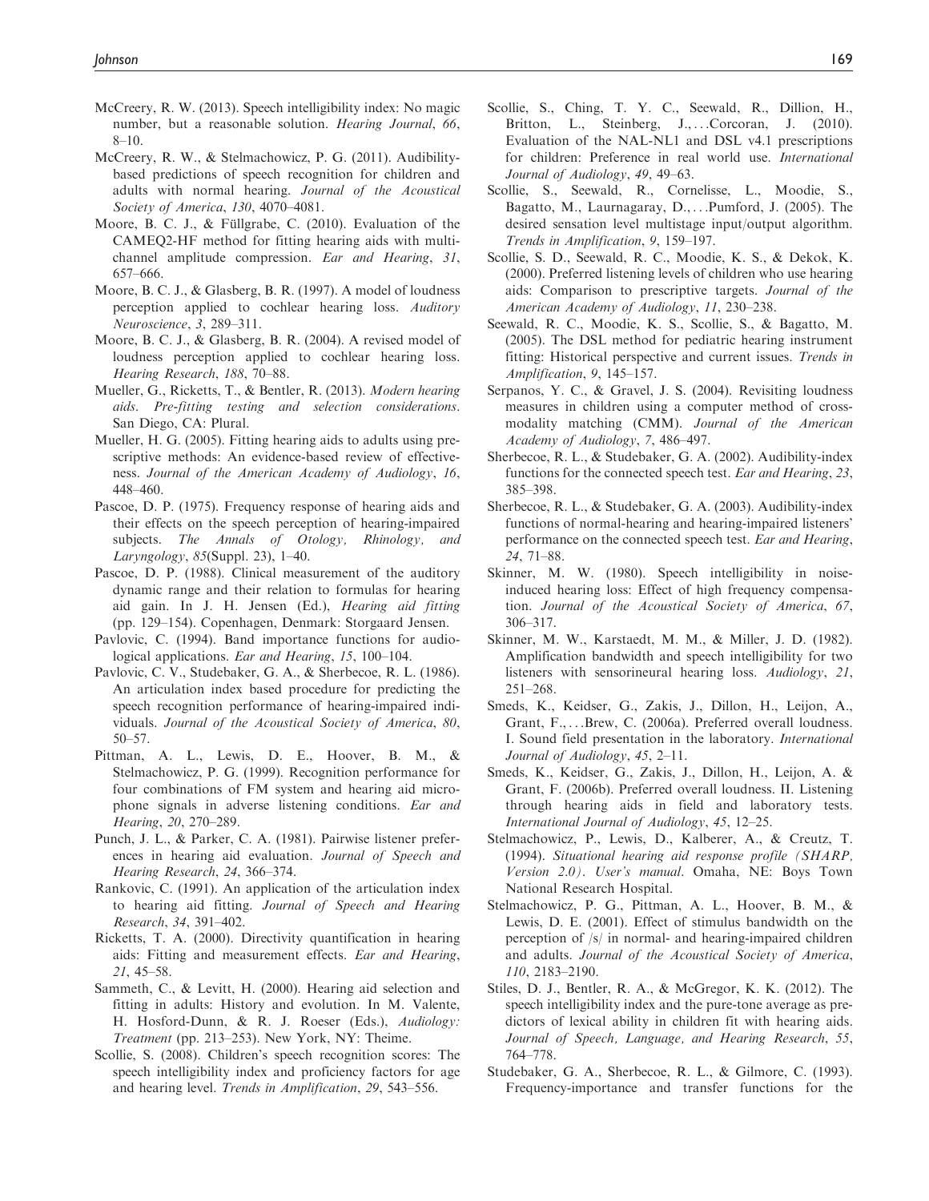McCreery, R. W. (2013). Speech intelligibility index: No magic number, but a reasonable solution. *Hearing Journal*, *66*, 8–10.

McCreery, R. W., & Stelmachowicz, P. G. (2011). Audibility-based predictions of speech recognition for children and adults with normal hearing. *Journal of the Acoustical Society of America*, *130*, 4070–4081.

Moore, B. C. J., & Füllgrabe, C. (2010). Evaluation of the CAMEQ2-HF method for fitting hearing aids with multichannel amplitude compression. *Ear and Hearing*, *31*, 657–666.

Moore, B. C. J., & Glasberg, B. R. (1997). A model of loudness perception applied to cochlear hearing loss. *Auditory Neuroscience*, *3*, 289–311.

Moore, B. C. J., & Glasberg, B. R. (2004). A revised model of loudness perception applied to cochlear hearing loss. *Hearing Research*, *188*, 70–88.

Mueller, G., Ricketts, T., & Bentler, R. (2013). *Modern hearing aids. Pre-fitting testing and selection considerations*. San Diego, CA: Plural.

Mueller, H. G. (2005). Fitting hearing aids to adults using prescriptive methods: An evidence-based review of effectiveness. *Journal of the American Academy of Audiology*, *16*, 448–460.

Pascoe, D. P. (1975). Frequency response of hearing aids and their effects on the speech perception of hearing-impaired subjects. *The Annals of Otology, Rhinology, and Laryngology*, *85*(Suppl. 23), 1–40.

Pascoe, D. P. (1988). Clinical measurement of the auditory dynamic range and their relation to formulas for hearing aid gain. In J. H. Jensen (Ed.), *Hearing aid fitting* (pp. 129–154). Copenhagen, Denmark: Storgaard Jensen.

Pavlovic, C. (1994). Band importance functions for audiological applications. *Ear and Hearing*, *15*, 100–104.

Pavlovic, C. V., Studebaker, G. A., & Sherbecoe, R. L. (1986). An articulation index based procedure for predicting the speech recognition performance of hearing-impaired individuals. *Journal of the Acoustical Society of America*, *80*, 50–57.

Pittman, A. L., Lewis, D. E., Hoover, B. M., & Stelmachowicz, P. G. (1999). Recognition performance for four combinations of FM system and hearing aid microphone signals in adverse listening conditions. *Ear and Hearing*, *20*, 270–289.

Punch, J. L., & Parker, C. A. (1981). Pairwise listener preferences in hearing aid evaluation. *Journal of Speech and Hearing Research*, *24*, 366–374.

Rankovic, C. (1991). An application of the articulation index to hearing aid fitting. *Journal of Speech and Hearing Research*, *34*, 391–402.

Ricketts, T. A. (2000). Directivity quantification in hearing aids: Fitting and measurement effects. *Ear and Hearing*, *21*, 45–58.

Sammeth, C., & Levitt, H. (2000). Hearing aid selection and fitting in adults: History and evolution. In M. Valente, H. Hosford-Dunn, & R. J. Roeser (Eds.), *Audiology: Treatment* (pp. 213–253). New York, NY: Theime.

Scollie, S. (2008). Children's speech recognition scores: The speech intelligibility index and proficiency factors for age and hearing level. *Trends in Amplification*, *29*, 543–556.

Scollie, S., Ching, T. Y. C., Seewald, R., Dillion, H., Britton, L., Steinberg, J., ...Corcoran, J. (2010). Evaluation of the NAL-NL1 and DSL v4.1 prescriptions for children: Preference in real world use. *International Journal of Audiology*, *49*, 49–63.

Scollie, S., Seewald, R., Cornelisse, L., Moodie, S., Bagatto, M., Laurnagaray, D., ...Pumford, J. (2005). The desired sensation level multistage input/output algorithm. *Trends in Amplification*, *9*, 159–197.

Scollie, S. D., Seewald, R. C., Moodie, K. S., & Dekok, K. (2000). Preferred listening levels of children who use hearing aids: Comparison to prescriptive targets. *Journal of the American Academy of Audiology*, *11*, 230–238.

Seewald, R. C., Moodie, K. S., Scollie, S., & Bagatto, M. (2005). The DSL method for pediatric hearing instrument fitting: Historical perspective and current issues. *Trends in Amplification*, *9*, 145–157.

Serpanos, Y. C., & Gravel, J. S. (2004). Revisiting loudness measures in children using a computer method of cross-modality matching (CMM). *Journal of the American Academy of Audiology*, *7*, 486–497.

Sherbecoe, R. L., & Studebaker, G. A. (2002). Audibility-index functions for the connected speech test. *Ear and Hearing*, *23*, 385–398.

Sherbecoe, R. L., & Studebaker, G. A. (2003). Audibility-index functions of normal-hearing and hearing-impaired listeners' performance on the connected speech test. *Ear and Hearing*, *24*, 71–88.

Skinner, M. W. (1980). Speech intelligibility in noise-induced hearing loss: Effect of high frequency compensation. *Journal of the Acoustical Society of America*, *67*, 306–317.

Skinner, M. W., Karstaedt, M. M., & Miller, J. D. (1982). Amplification bandwidth and speech intelligibility for two listeners with sensorineural hearing loss. *Audiology*, *21*, 251–268.

Smeds, K., Keidser, G., Zakis, J., Dillon, H., Leijon, A., Grant, F., ...Brew, C. (2006a). Preferred overall loudness. I. Sound field presentation in the laboratory. *International Journal of Audiology*, *45*, 2–11.

Smeds, K., Keidser, G., Zakis, J., Dillon, H., Leijon, A. & Grant, F. (2006b). Preferred overall loudness. II. Listening through hearing aids in field and laboratory tests. *International Journal of Audiology*, *45*, 12–25.

Stelmachowicz, P., Lewis, D., Kalberer, A., & Creutz, T. (1994). *Situational hearing aid response profile (SHARP, Version 2.0). User's manual*. Omaha, NE: Boys Town National Research Hospital.

Stelmachowicz, P. G., Pittman, A. L., Hoover, B. M., & Lewis, D. E. (2001). Effect of stimulus bandwidth on the perception of /s/ in normal- and hearing-impaired children and adults. *Journal of the Acoustical Society of America*, *110*, 2183–2190.

Stiles, D. J., Bentler, R. A., & McGregor, K. K. (2012). The speech intelligibility index and the pure-tone average as predictors of lexical ability in children fit with hearing aids. *Journal of Speech, Language, and Hearing Research*, *55*, 764–778.

Studebaker, G. A., Sherbecoe, R. L., & Gilmore, C. (1993). Frequency-importance and transfer functions for the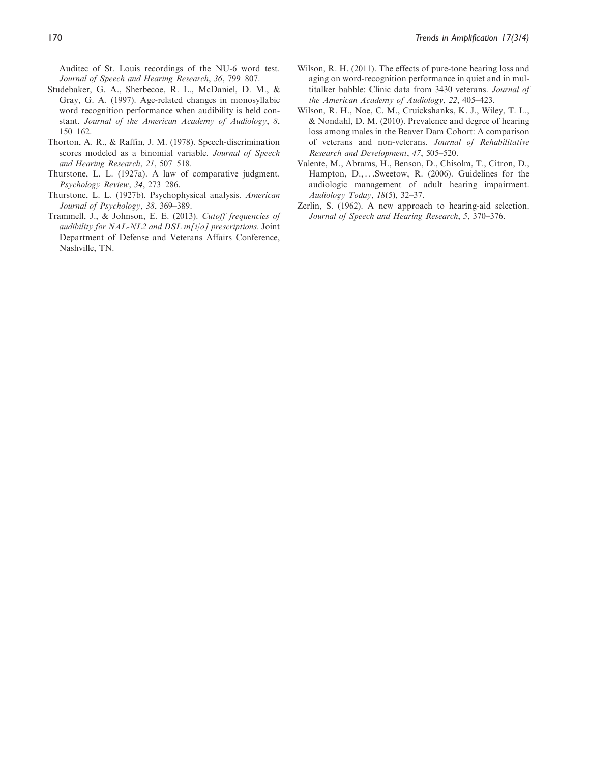Auditec of St. Louis recordings of the NU-6 word test. *Journal of Speech and Hearing Research*, *36*, 799–807.

Studebaker, G. A., Sherbecoe, R. L., McDaniel, D. M., & Gray, G. A. (1997). Age-related changes in monosyllabic word recognition performance when audibility is held constant. *Journal of the American Academy of Audiology*, *8*, 150–162.

Thorton, A. R., & Raffin, J. M. (1978). Speech-discrimination scores modeled as a binomial variable. *Journal of Speech and Hearing Research*, *21*, 507–518.

Thurstone, L. L. (1927a). A law of comparative judgment. *Psychology Review*, *34*, 273–286.

Thurstone, L. L. (1927b). Psychophysical analysis. *American Journal of Psychology*, *38*, 369–389.

Trammell, J., & Johnson, E. E. (2013). *Cutoff frequencies of audibility for NAL-NL2 and DSL m[i/o] prescriptions*. Joint Department of Defense and Veterans Affairs Conference, Nashville, TN.

Wilson, R. H. (2011). The effects of pure-tone hearing loss and aging on word-recognition performance in quiet and in multitalker babble: Clinic data from 3430 veterans. *Journal of the American Academy of Audiology*, *22*, 405–423.

Wilson, R. H., Noe, C. M., Cruickshanks, K. J., Wiley, T. L., & Nondahl, D. M. (2010). Prevalence and degree of hearing loss among males in the Beaver Dam Cohort: A comparison of veterans and non-veterans. *Journal of Rehabilitative Research and Development*, *47*, 505–520.

Valente, M., Abrams, H., Benson, D., Chisolm, T., Citron, D., Hampton, D., . . .Sweetow, R. (2006). Guidelines for the audiologic management of adult hearing impairment. *Audiology Today*, *18*(5), 32–37.

Zerlin, S. (1962). A new approach to hearing-aid selection. *Journal of Speech and Hearing Research*, *5*, 370–376.